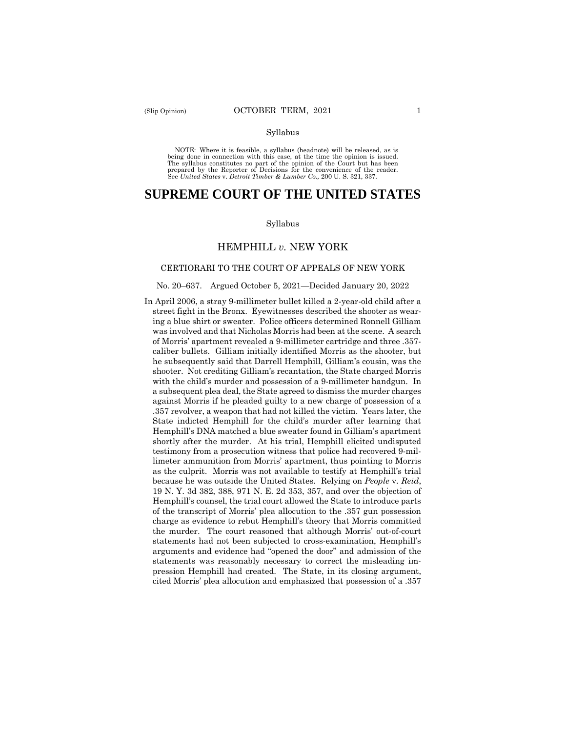Syllabus

NOTE: Where it is feasible, a syllabus (headnote) will be released, as is being done in connection with this case, at the time the opinion is issued. The syllabus constitutes no part of the opinion of the Court but has been prepared by the Reporter of Decisions for the convenience of the reader. See *United States* v. *Detroit Timber & Lumber Co.,* 200 U. S. 321, 337.

# SUPREME COURT OF THE UNITED STATES

Syllabus

## HEMPHILL *v.* NEW YORK

### CERTIORARI TO THE COURT OF APPEALS OF NEW YORK

No. 20–637. Argued October 5, 2021—Decided January 20, 2022

In April 2006, a stray 9-millimeter bullet killed a 2-year-old child after a street fight in the Bronx. Eyewitnesses described the shooter as wearing a blue shirt or sweater. Police officers determined Ronnell Gilliam was involved and that Nicholas Morris had been at the scene. A search of Morris' apartment revealed a 9-millimeter cartridge and three .357-caliber bullets. Gilliam initially identified Morris as the shooter, but he subsequently said that Darrell Hemphill, Gilliam's cousin, was the shooter. Not crediting Gilliam's recantation, the State charged Morris with the child's murder and possession of a 9-millimeter handgun. In a subsequent plea deal, the State agreed to dismiss the murder charges against Morris if he pleaded guilty to a new charge of possession of a .357 revolver, a weapon that had not killed the victim. Years later, the State indicted Hemphill for the child's murder after learning that Hemphill's DNA matched a blue sweater found in Gilliam's apartment shortly after the murder. At his trial, Hemphill elicited undisputed testimony from a prosecution witness that police had recovered 9-millimeter ammunition from Morris' apartment, thus pointing to Morris as the culprit. Morris was not available to testify at Hemphill's trial because he was outside the United States. Relying on *People* v. *Reid*, 19 N. Y. 3d 382, 388, 971 N. E. 2d 353, 357, and over the objection of Hemphill's counsel, the trial court allowed the State to introduce parts of the transcript of Morris' plea allocution to the .357 gun possession charge as evidence to rebut Hemphill's theory that Morris committed the murder. The court reasoned that although Morris' out-of-court statements had not been subjected to cross-examination, Hemphill's arguments and evidence had "opened the door" and admission of the statements was reasonably necessary to correct the misleading impression Hemphill had created. The State, in its closing argument, cited Morris' plea allocution and emphasized that possession of a .357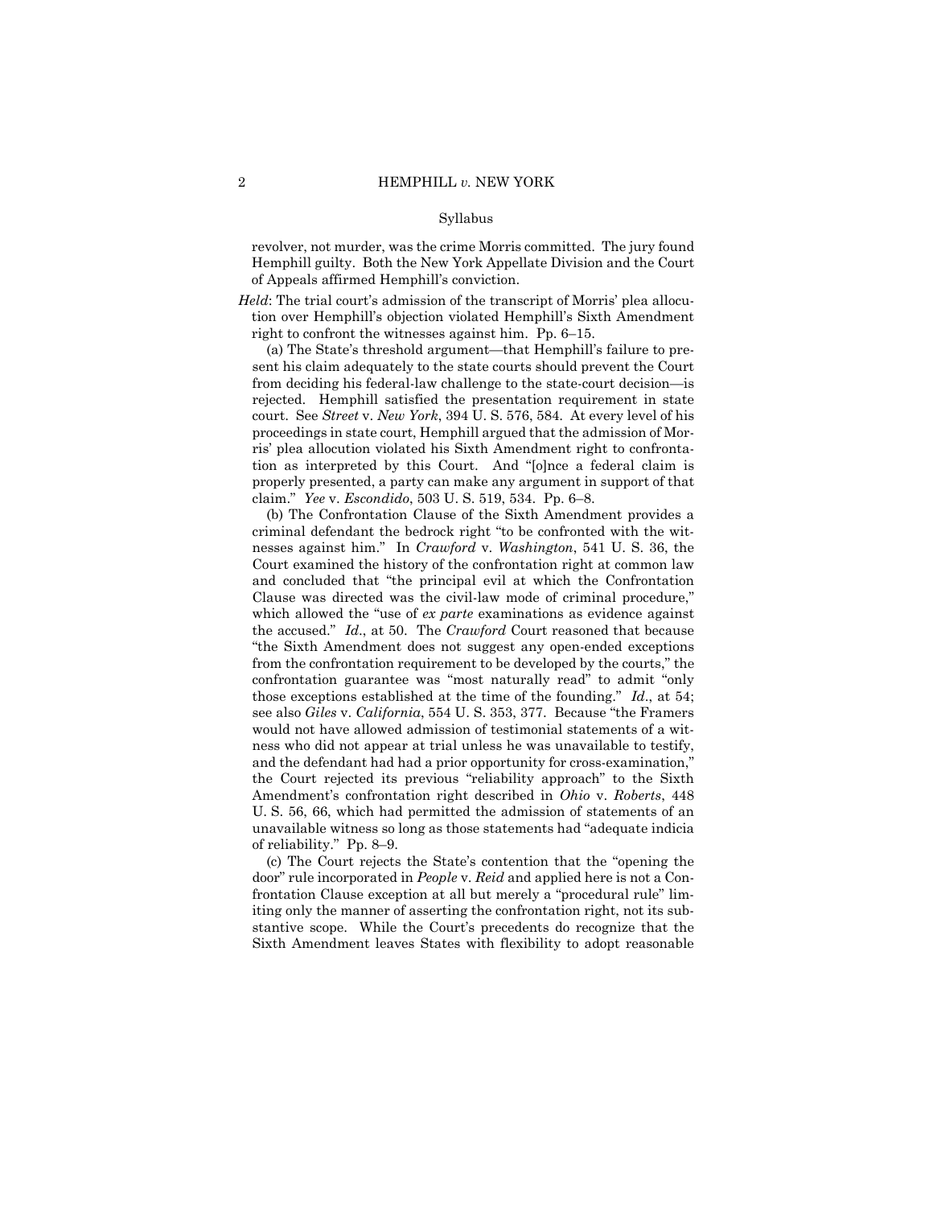revolver, not murder, was the crime Morris committed. The jury found Hemphill guilty. Both the New York Appellate Division and the Court of Appeals affirmed Hemphill's conviction.

*Held*: The trial court's admission of the transcript of Morris' plea allocution over Hemphill's objection violated Hemphill's Sixth Amendment right to confront the witnesses against him. Pp. 6–15.

(a) The State's threshold argument—that Hemphill's failure to present his claim adequately to the state courts should prevent the Court from deciding his federal-law challenge to the state-court decision—is rejected. Hemphill satisfied the presentation requirement in state court. See *Street* v. *New York*, 394 U. S. 576, 584. At every level of his proceedings in state court, Hemphill argued that the admission of Morris' plea allocution violated his Sixth Amendment right to confrontation as interpreted by this Court. And "[o]nce a federal claim is properly presented, a party can make any argument in support of that claim." *Yee* v. *Escondido*, 503 U. S. 519, 534. Pp. 6–8.

(b) The Confrontation Clause of the Sixth Amendment provides a criminal defendant the bedrock right "to be confronted with the witnesses against him." In *Crawford* v. *Washington*, 541 U. S. 36, the Court examined the history of the confrontation right at common law and concluded that "the principal evil at which the Confrontation Clause was directed was the civil-law mode of criminal procedure," which allowed the "use of *ex parte* examinations as evidence against the accused." *Id*., at 50. The *Crawford* Court reasoned that because "the Sixth Amendment does not suggest any open-ended exceptions from the confrontation requirement to be developed by the courts," the confrontation guarantee was "most naturally read" to admit "only those exceptions established at the time of the founding." *Id*., at 54; see also *Giles* v. *California*, 554 U. S. 353, 377. Because "the Framers would not have allowed admission of testimonial statements of a witness who did not appear at trial unless he was unavailable to testify, and the defendant had had a prior opportunity for cross-examination," the Court rejected its previous "reliability approach" to the Sixth Amendment's confrontation right described in *Ohio* v. *Roberts*, 448 U. S. 56, 66, which had permitted the admission of statements of an unavailable witness so long as those statements had "adequate indicia of reliability." Pp. 8–9.

(c) The Court rejects the State's contention that the "opening the door" rule incorporated in *People* v. *Reid* and applied here is not a Confrontation Clause exception at all but merely a "procedural rule" limiting only the manner of asserting the confrontation right, not its substantive scope. While the Court's precedents do recognize that the Sixth Amendment leaves States with flexibility to adopt reasonable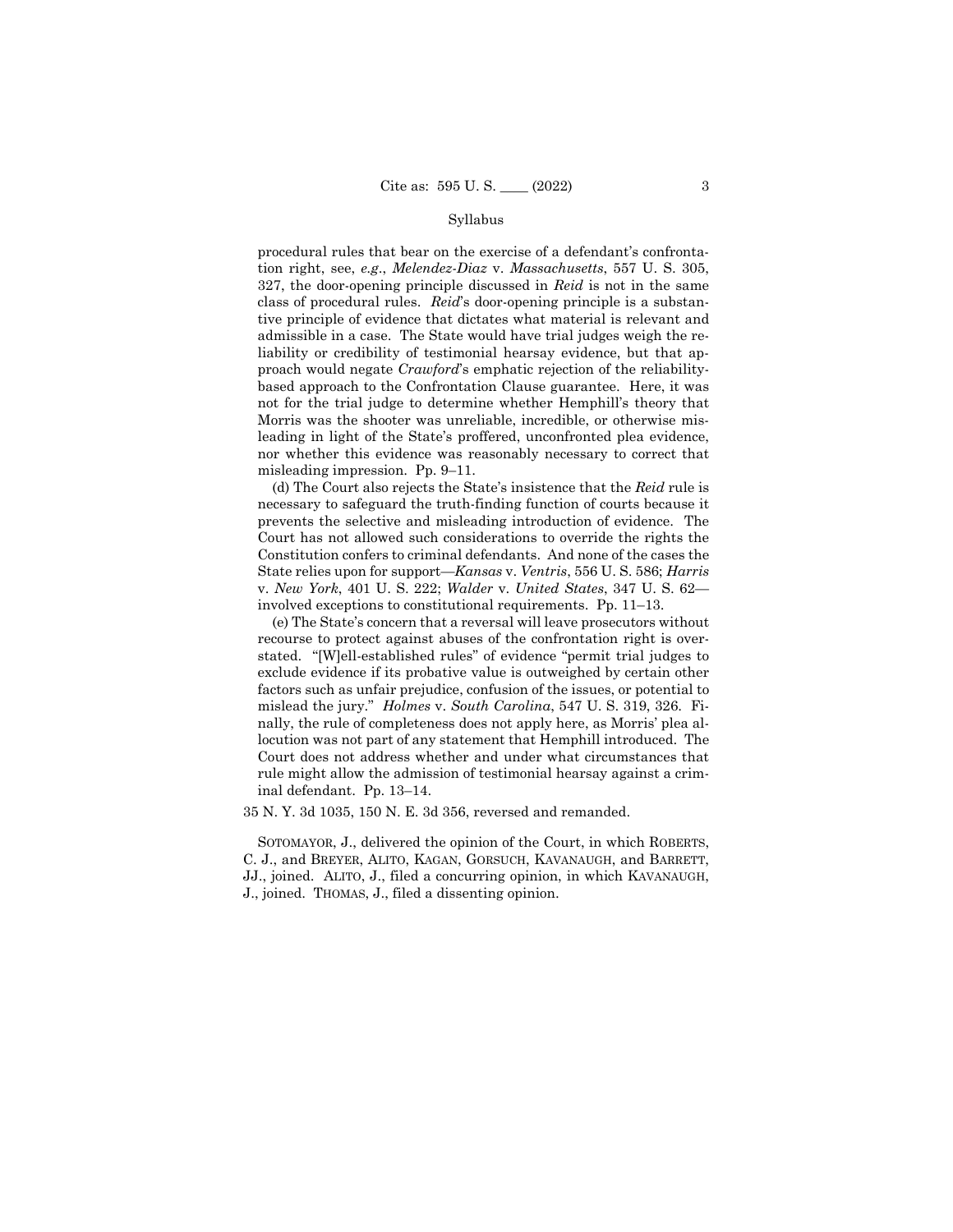procedural rules that bear on the exercise of a defendant's confrontation right, see, *e.g.*, *Melendez-Diaz* v. *Massachusetts*, 557 U. S. 305, 327, the door-opening principle discussed in *Reid* is not in the same class of procedural rules. *Reid*'s door-opening principle is a substantive principle of evidence that dictates what material is relevant and admissible in a case. The State would have trial judges weigh the reliability or credibility of testimonial hearsay evidence, but that approach would negate *Crawford*'s emphatic rejection of the reliability-based approach to the Confrontation Clause guarantee. Here, it was not for the trial judge to determine whether Hemphill's theory that Morris was the shooter was unreliable, incredible, or otherwise misleading in light of the State's proffered, unconfronted plea evidence, nor whether this evidence was reasonably necessary to correct that misleading impression. Pp. 9–11.

(d) The Court also rejects the State's insistence that the *Reid* rule is necessary to safeguard the truth-finding function of courts because it prevents the selective and misleading introduction of evidence. The Court has not allowed such considerations to override the rights the Constitution confers to criminal defendants. And none of the cases the State relies upon for support—*Kansas* v. *Ventris*, 556 U. S. 586; *Harris* v. *New York*, 401 U. S. 222; *Walder* v. *United States*, 347 U. S. 62—involved exceptions to constitutional requirements. Pp. 11–13.

(e) The State's concern that a reversal will leave prosecutors without recourse to protect against abuses of the confrontation right is overstated. "[W]ell-established rules" of evidence "permit trial judges to exclude evidence if its probative value is outweighed by certain other factors such as unfair prejudice, confusion of the issues, or potential to mislead the jury." *Holmes* v. *South Carolina*, 547 U. S. 319, 326. Finally, the rule of completeness does not apply here, as Morris' plea allocution was not part of any statement that Hemphill introduced. The Court does not address whether and under what circumstances that rule might allow the admission of testimonial hearsay against a criminal defendant. Pp. 13–14.

35 N. Y. 3d 1035, 150 N. E. 3d 356, reversed and remanded.

SOTOMAYOR, J., delivered the opinion of the Court, in which ROBERTS, C. J., and BREYER, ALITO, KAGAN, GORSUCH, KAVANAUGH, and BARRETT, JJ., joined. ALITO, J., filed a concurring opinion, in which KAVANAUGH, J., joined. THOMAS, J., filed a dissenting opinion.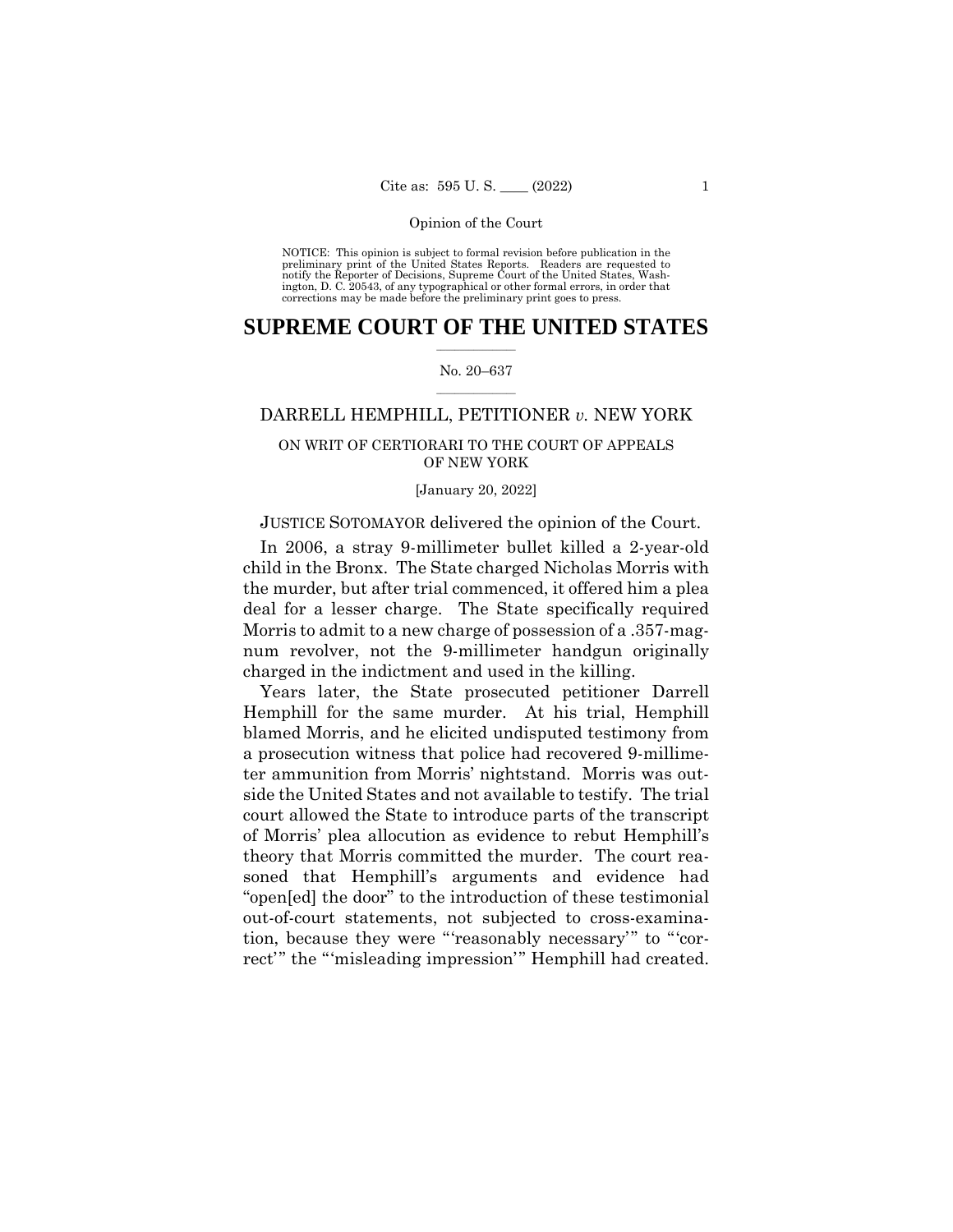NOTICE: This opinion is subject to formal revision before publication in the preliminary print of the United States Reports. Readers are requested to notify the Reporter of Decisions, Supreme Court of the United States, Washington, D. C. 20543, of any typographical or other formal errors, in order that corrections may be made before the preliminary print goes to press.

# SUPREME COURT OF THE UNITED STATES

No. 20–637

DARRELL HEMPHILL, PETITIONER *v.* NEW YORK

ON WRIT OF CERTIORARI TO THE COURT OF APPEALS OF NEW YORK

[January 20, 2022]

JUSTICE SOTOMAYOR delivered the opinion of the Court.

In 2006, a stray 9-millimeter bullet killed a 2-year-old child in the Bronx. The State charged Nicholas Morris with the murder, but after trial commenced, it offered him a plea deal for a lesser charge. The State specifically required Morris to admit to a new charge of possession of a .357-magnum revolver, not the 9-millimeter handgun originally charged in the indictment and used in the killing.

Years later, the State prosecuted petitioner Darrell Hemphill for the same murder. At his trial, Hemphill blamed Morris, and he elicited undisputed testimony from a prosecution witness that police had recovered 9-millimeter ammunition from Morris' nightstand. Morris was outside the United States and not available to testify. The trial court allowed the State to introduce parts of the transcript of Morris' plea allocution as evidence to rebut Hemphill's theory that Morris committed the murder. The court reasoned that Hemphill's arguments and evidence had "open[ed] the door" to the introduction of these testimonial out-of-court statements, not subjected to cross-examination, because they were "'reasonably necessary'" to "'correct'" the "'misleading impression'" Hemphill had created.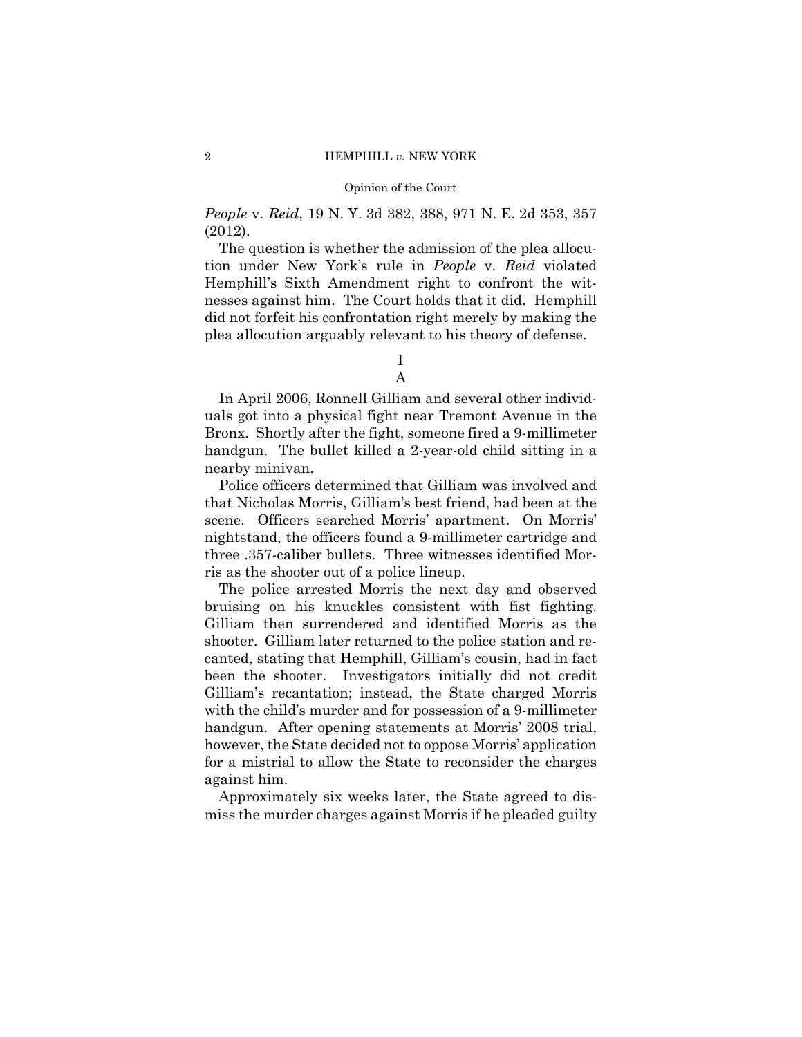*People* v. *Reid*, 19 N. Y. 3d 382, 388, 971 N. E. 2d 353, 357 (2012).

The question is whether the admission of the plea allocution under New York's rule in *People* v. *Reid* violated Hemphill's Sixth Amendment right to confront the witnesses against him. The Court holds that it did. Hemphill did not forfeit his confrontation right merely by making the plea allocution arguably relevant to his theory of defense.

## I

### A

In April 2006, Ronnell Gilliam and several other individuals got into a physical fight near Tremont Avenue in the Bronx. Shortly after the fight, someone fired a 9-millimeter handgun. The bullet killed a 2-year-old child sitting in a nearby minivan.

Police officers determined that Gilliam was involved and that Nicholas Morris, Gilliam's best friend, had been at the scene. Officers searched Morris' apartment. On Morris' nightstand, the officers found a 9-millimeter cartridge and three .357-caliber bullets. Three witnesses identified Morris as the shooter out of a police lineup.

The police arrested Morris the next day and observed bruising on his knuckles consistent with fist fighting. Gilliam then surrendered and identified Morris as the shooter. Gilliam later returned to the police station and recanted, stating that Hemphill, Gilliam's cousin, had in fact been the shooter. Investigators initially did not credit Gilliam's recantation; instead, the State charged Morris with the child's murder and for possession of a 9-millimeter handgun. After opening statements at Morris' 2008 trial, however, the State decided not to oppose Morris' application for a mistrial to allow the State to reconsider the charges against him.

Approximately six weeks later, the State agreed to dismiss the murder charges against Morris if he pleaded guilty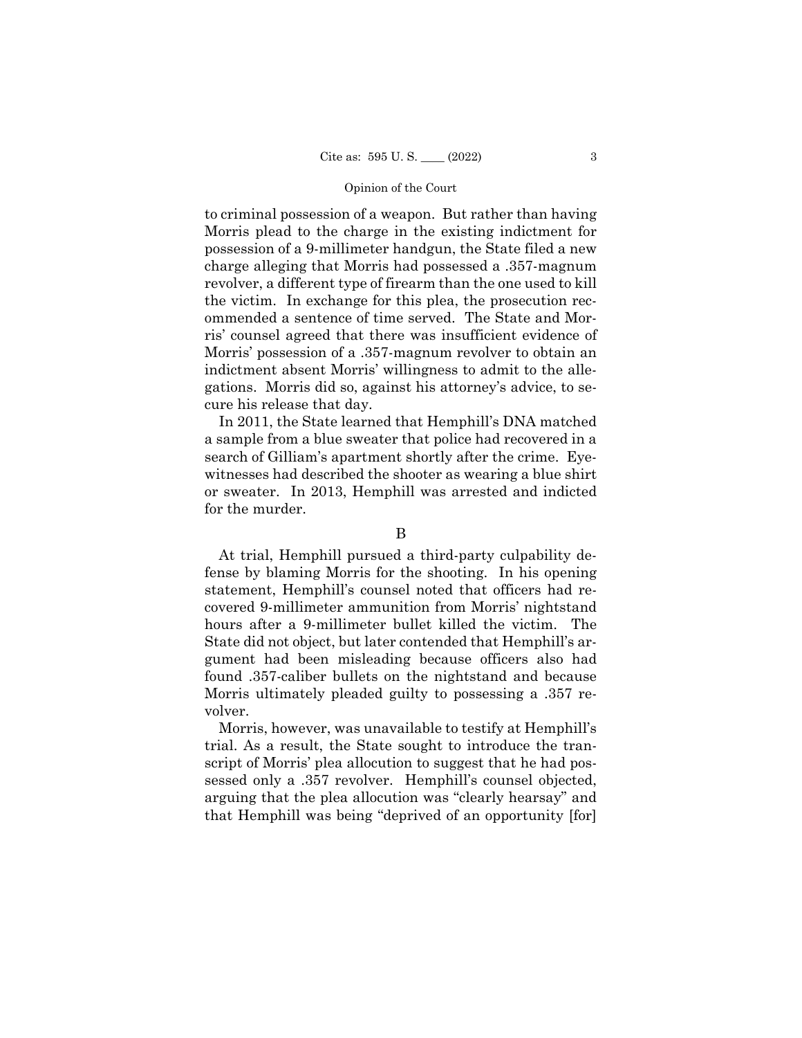to criminal possession of a weapon. But rather than having Morris plead to the charge in the existing indictment for possession of a 9-millimeter handgun, the State filed a new charge alleging that Morris had possessed a .357-magnum revolver, a different type of firearm than the one used to kill the victim. In exchange for this plea, the prosecution recommended a sentence of time served. The State and Morris' counsel agreed that there was insufficient evidence of Morris' possession of a .357-magnum revolver to obtain an indictment absent Morris' willingness to admit to the allegations. Morris did so, against his attorney's advice, to secure his release that day.

In 2011, the State learned that Hemphill's DNA matched a sample from a blue sweater that police had recovered in a search of Gilliam's apartment shortly after the crime. Eyewitnesses had described the shooter as wearing a blue shirt or sweater. In 2013, Hemphill was arrested and indicted for the murder.

### B

At trial, Hemphill pursued a third-party culpability defense by blaming Morris for the shooting. In his opening statement, Hemphill's counsel noted that officers had recovered 9-millimeter ammunition from Morris' nightstand hours after a 9-millimeter bullet killed the victim. The State did not object, but later contended that Hemphill's argument had been misleading because officers also had found .357-caliber bullets on the nightstand and because Morris ultimately pleaded guilty to possessing a .357 revolver.

Morris, however, was unavailable to testify at Hemphill's trial. As a result, the State sought to introduce the transcript of Morris' plea allocution to suggest that he had possessed only a .357 revolver. Hemphill's counsel objected, arguing that the plea allocution was "clearly hearsay" and that Hemphill was being "deprived of an opportunity [for]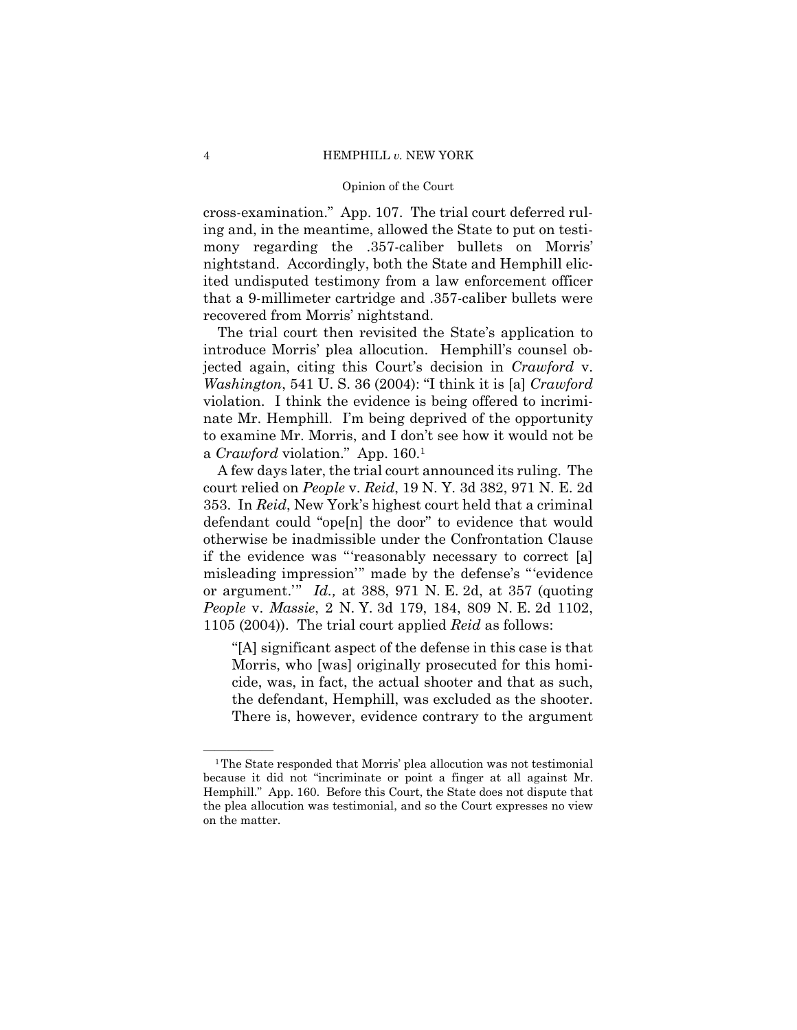cross-examination." App. 107. The trial court deferred ruling and, in the meantime, allowed the State to put on testimony regarding the .357-caliber bullets on Morris' nightstand. Accordingly, both the State and Hemphill elicited undisputed testimony from a law enforcement officer that a 9-millimeter cartridge and .357-caliber bullets were recovered from Morris' nightstand.

The trial court then revisited the State's application to introduce Morris' plea allocution. Hemphill's counsel objected again, citing this Court's decision in *Crawford* v. *Washington*, 541 U. S. 36 (2004): "I think it is [a] *Crawford* violation. I think the evidence is being offered to incriminate Mr. Hemphill. I'm being deprived of the opportunity to examine Mr. Morris, and I don't see how it would not be a *Crawford* violation." App. 160.[1]

A few days later, the trial court announced its ruling. The court relied on *People* v. *Reid*, 19 N. Y. 3d 382, 971 N. E. 2d 353. In *Reid*, New York's highest court held that a criminal defendant could "ope[n] the door" to evidence that would otherwise be inadmissible under the Confrontation Clause if the evidence was "'reasonably necessary to correct [a] misleading impression'" made by the defense's "'evidence or argument.'" *Id.,* at 388, 971 N. E. 2d, at 357 (quoting *People* v. *Massie*, 2 N. Y. 3d 179, 184, 809 N. E. 2d 1102, 1105 (2004)). The trial court applied *Reid* as follows:

> "[A] significant aspect of the defense in this case is that Morris, who [was] originally prosecuted for this homicide, was, in fact, the actual shooter and that as such, the defendant, Hemphill, was excluded as the shooter. There is, however, evidence contrary to the argument

---

[1] The State responded that Morris' plea allocution was not testimonial because it did not "incriminate or point a finger at all against Mr. Hemphill." App. 160. Before this Court, the State does not dispute that the plea allocution was testimonial, and so the Court expresses no view on the matter.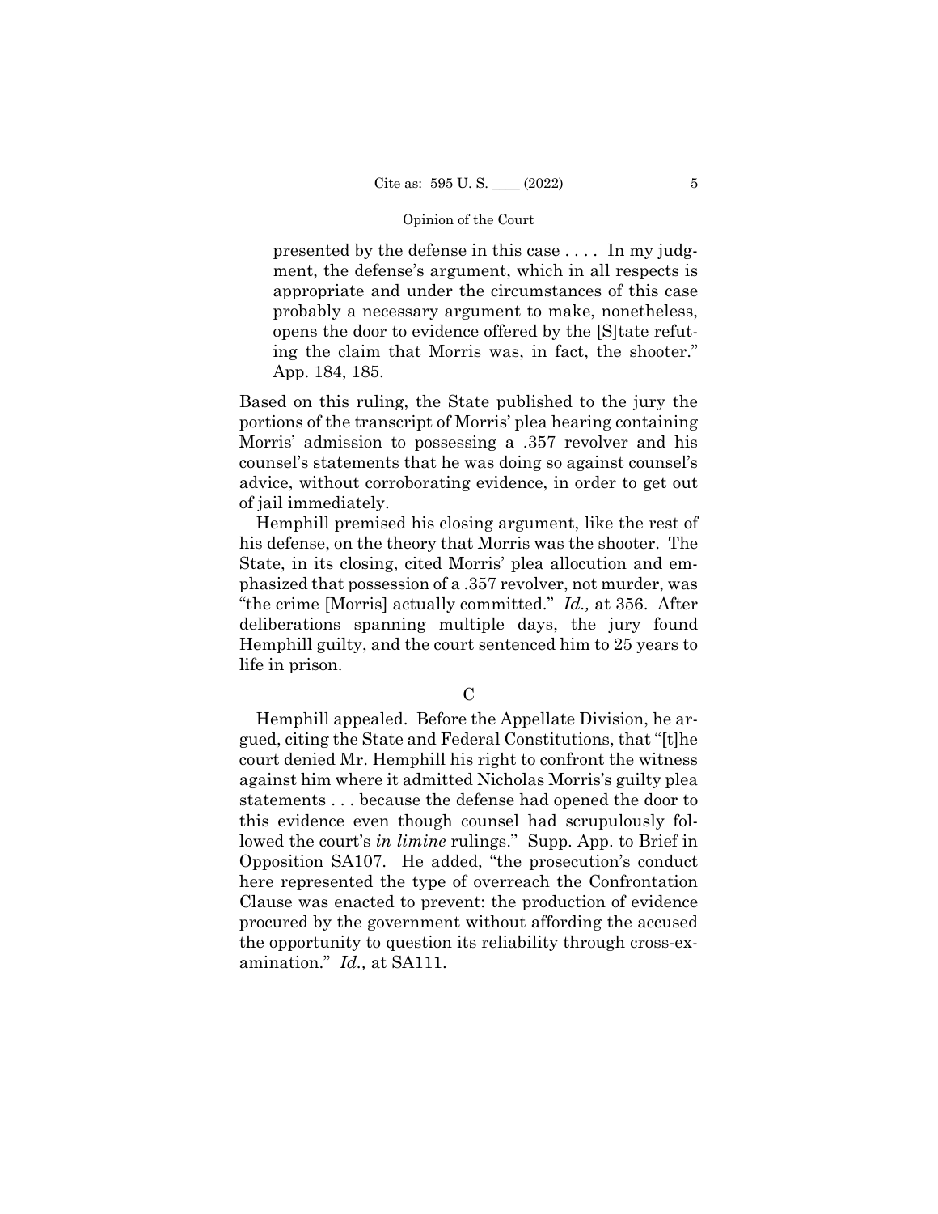> presented by the defense in this case . . . . In my judgment, the defense's argument, which in all respects is appropriate and under the circumstances of this case probably a necessary argument to make, nonetheless, opens the door to evidence offered by the [S]tate refuting the claim that Morris was, in fact, the shooter." App. 184, 185.

Based on this ruling, the State published to the jury the portions of the transcript of Morris' plea hearing containing Morris' admission to possessing a .357 revolver and his counsel's statements that he was doing so against counsel's advice, without corroborating evidence, in order to get out of jail immediately.

Hemphill premised his closing argument, like the rest of his defense, on the theory that Morris was the shooter. The State, in its closing, cited Morris' plea allocution and emphasized that possession of a .357 revolver, not murder, was "the crime [Morris] actually committed." *Id.,* at 356. After deliberations spanning multiple days, the jury found Hemphill guilty, and the court sentenced him to 25 years to life in prison.

### C

Hemphill appealed. Before the Appellate Division, he argued, citing the State and Federal Constitutions, that "[t]he court denied Mr. Hemphill his right to confront the witness against him where it admitted Nicholas Morris's guilty plea statements . . . because the defense had opened the door to this evidence even though counsel had scrupulously followed the court's *in limine* rulings." Supp. App. to Brief in Opposition SA107. He added, "the prosecution's conduct here represented the type of overreach the Confrontation Clause was enacted to prevent: the production of evidence procured by the government without affording the accused the opportunity to question its reliability through cross-examination." *Id.,* at SA111.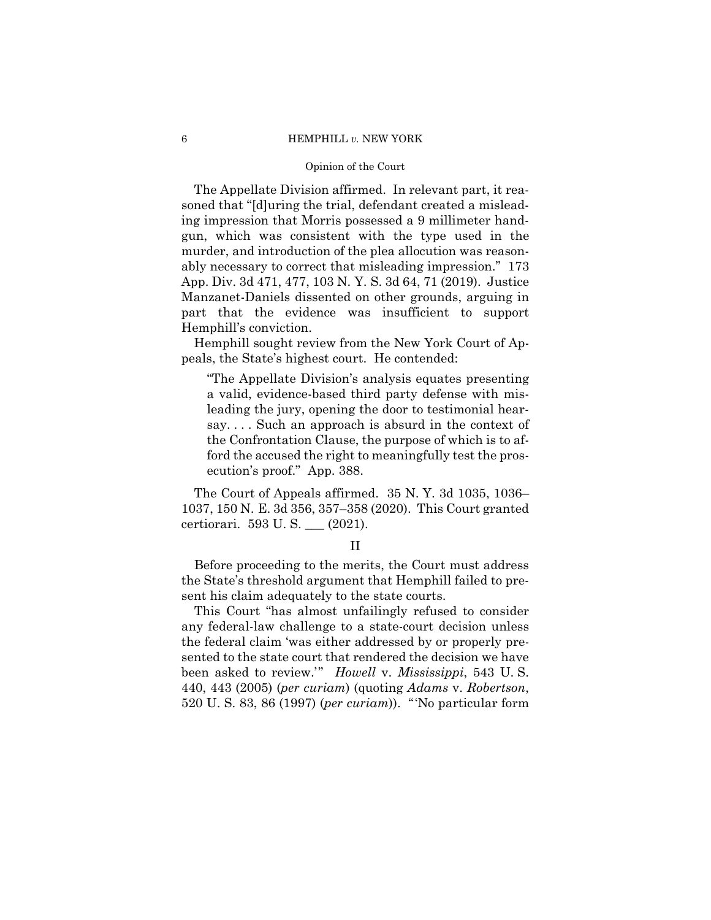The Appellate Division affirmed. In relevant part, it reasoned that "[d]uring the trial, defendant created a misleading impression that Morris possessed a 9 millimeter handgun, which was consistent with the type used in the murder, and introduction of the plea allocution was reasonably necessary to correct that misleading impression." 173 App. Div. 3d 471, 477, 103 N. Y. S. 3d 64, 71 (2019). Justice Manzanet-Daniels dissented on other grounds, arguing in part that the evidence was insufficient to support Hemphill's conviction.

Hemphill sought review from the New York Court of Appeals, the State's highest court. He contended:

> "The Appellate Division's analysis equates presenting a valid, evidence-based third party defense with misleading the jury, opening the door to testimonial hearsay. . . . Such an approach is absurd in the context of the Confrontation Clause, the purpose of which is to afford the accused the right to meaningfully test the prosecution's proof." App. 388.

The Court of Appeals affirmed. 35 N. Y. 3d 1035, 1036–1037, 150 N. E. 3d 356, 357–358 (2020). This Court granted certiorari. 593 U. S. ___ (2021).

## II

Before proceeding to the merits, the Court must address the State's threshold argument that Hemphill failed to present his claim adequately to the state courts.

This Court "has almost unfailingly refused to consider any federal-law challenge to a state-court decision unless the federal claim 'was either addressed by or properly presented to the state court that rendered the decision we have been asked to review.'" *Howell* v. *Mississippi*, 543 U. S. 440, 443 (2005) (*per curiam*) (quoting *Adams* v. *Robertson*, 520 U. S. 83, 86 (1997) (*per curiam*)). "'No particular form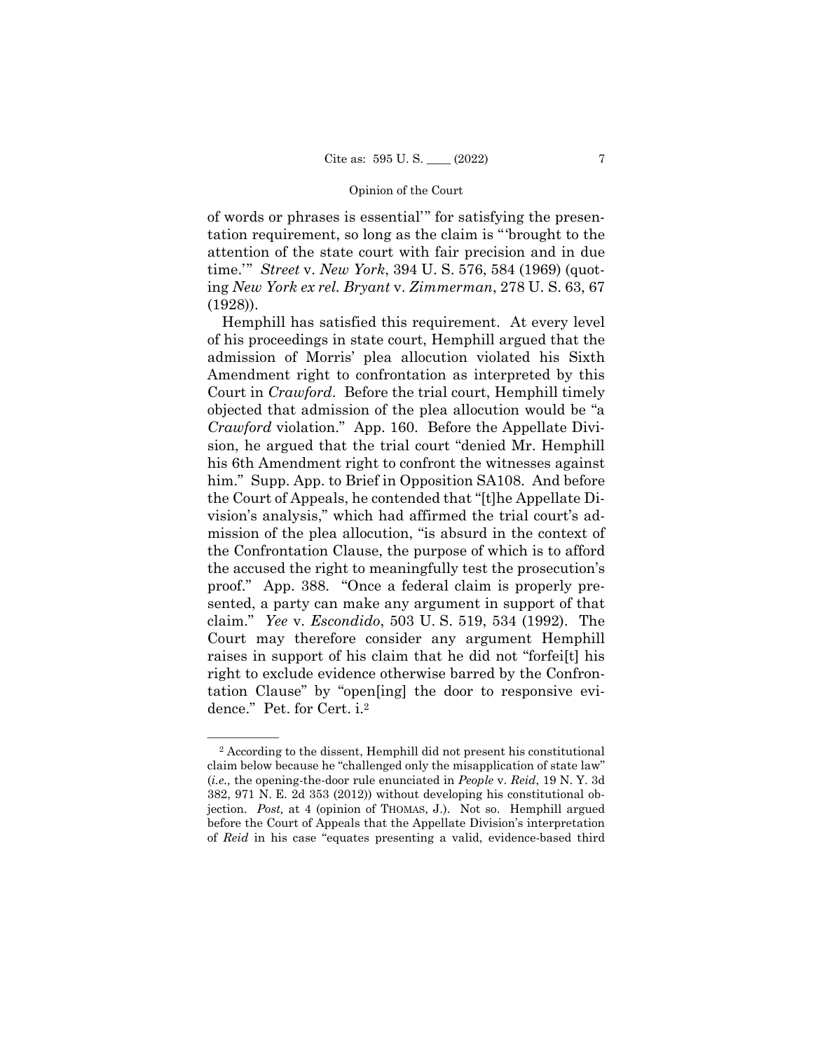of words or phrases is essential'" for satisfying the presentation requirement, so long as the claim is "'brought to the attention of the state court with fair precision and in due time.'" *Street* v. *New York*, 394 U. S. 576, 584 (1969) (quoting *New York ex rel. Bryant* v. *Zimmerman*, 278 U. S. 63, 67 (1928)).

Hemphill has satisfied this requirement. At every level of his proceedings in state court, Hemphill argued that the admission of Morris' plea allocution violated his Sixth Amendment right to confrontation as interpreted by this Court in *Crawford*. Before the trial court, Hemphill timely objected that admission of the plea allocution would be "a *Crawford* violation." App. 160. Before the Appellate Division, he argued that the trial court "denied Mr. Hemphill his 6th Amendment right to confront the witnesses against him." Supp. App. to Brief in Opposition SA108. And before the Court of Appeals, he contended that "[t]he Appellate Division's analysis," which had affirmed the trial court's admission of the plea allocution, "is absurd in the context of the Confrontation Clause, the purpose of which is to afford the accused the right to meaningfully test the prosecution's proof." App. 388. "Once a federal claim is properly presented, a party can make any argument in support of that claim." *Yee* v. *Escondido*, 503 U. S. 519, 534 (1992). The Court may therefore consider any argument Hemphill raises in support of his claim that he did not "forfei[t] his right to exclude evidence otherwise barred by the Confrontation Clause" by "open[ing] the door to responsive evidence." Pet. for Cert. i.[2]

---

[2] According to the dissent, Hemphill did not present his constitutional claim below because he "challenged only the misapplication of state law" (*i.e.,* the opening-the-door rule enunciated in *People* v. *Reid*, 19 N. Y. 3d 382, 971 N. E. 2d 353 (2012)) without developing his constitutional objection. *Post,* at 4 (opinion of THOMAS, J.). Not so. Hemphill argued before the Court of Appeals that the Appellate Division's interpretation of *Reid* in his case "equates presenting a valid, evidence-based third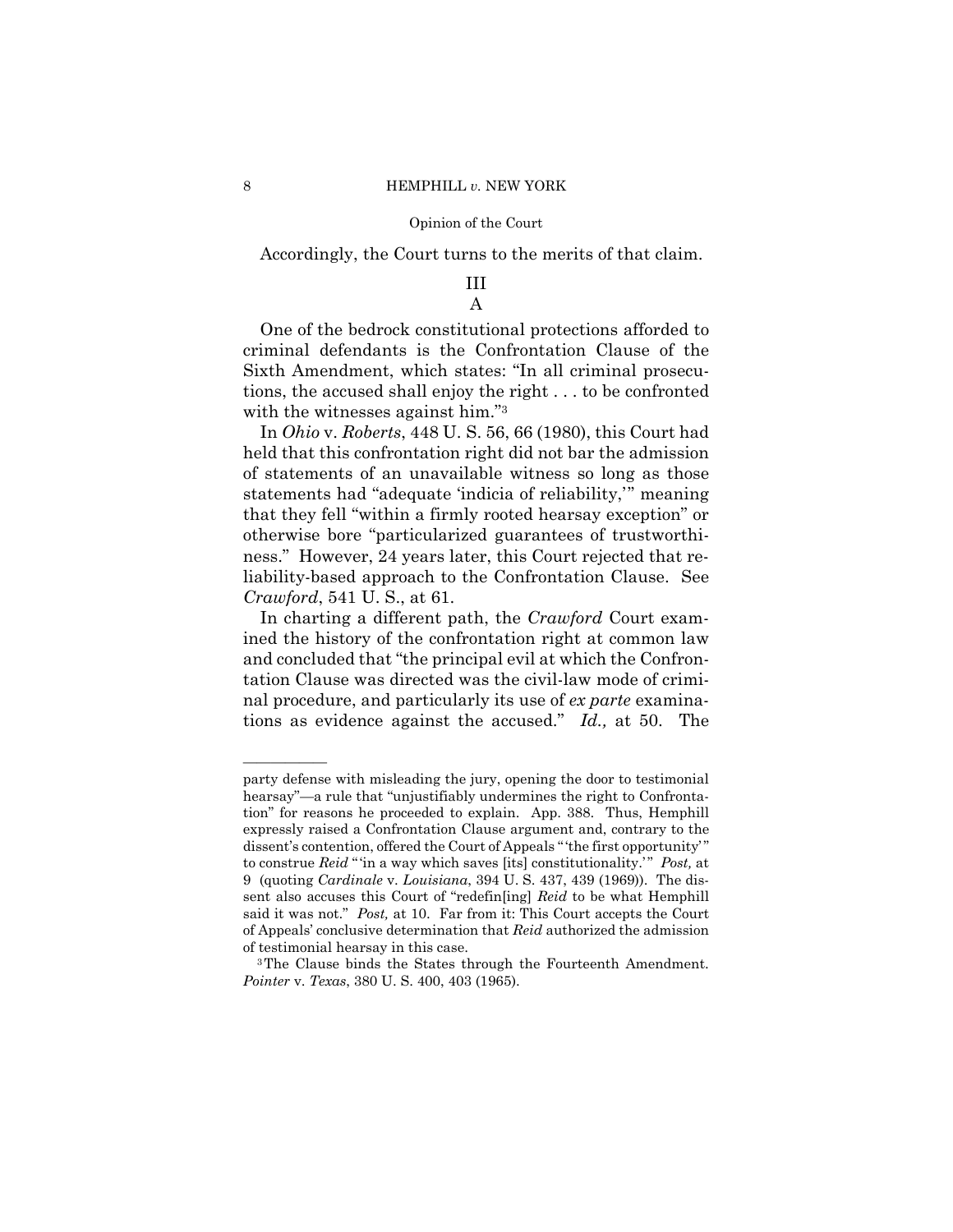Accordingly, the Court turns to the merits of that claim.

## III

### A

One of the bedrock constitutional protections afforded to criminal defendants is the Confrontation Clause of the Sixth Amendment, which states: "In all criminal prosecutions, the accused shall enjoy the right . . . to be confronted with the witnesses against him."[3]

In *Ohio* v. *Roberts*, 448 U. S. 56, 66 (1980), this Court had held that this confrontation right did not bar the admission of statements of an unavailable witness so long as those statements had "adequate 'indicia of reliability,'" meaning that they fell "within a firmly rooted hearsay exception" or otherwise bore "particularized guarantees of trustworthiness." However, 24 years later, this Court rejected that reliability-based approach to the Confrontation Clause. See *Crawford*, 541 U. S., at 61.

In charting a different path, the *Crawford* Court examined the history of the confrontation right at common law and concluded that "the principal evil at which the Confrontation Clause was directed was the civil-law mode of criminal procedure, and particularly its use of *ex parte* examinations as evidence against the accused." *Id.,* at 50. The

---

party defense with misleading the jury, opening the door to testimonial hearsay"—a rule that "unjustifiably undermines the right to Confrontation" for reasons he proceeded to explain. App. 388. Thus, Hemphill expressly raised a Confrontation Clause argument and, contrary to the dissent's contention, offered the Court of Appeals "'the first opportunity'" to construe *Reid* "'in a way which saves [its] constitutionality.'" *Post,* at 9 (quoting *Cardinale* v. *Louisiana*, 394 U. S. 437, 439 (1969)). The dissent also accuses this Court of "redefin[ing] *Reid* to be what Hemphill said it was not." *Post,* at 10. Far from it: This Court accepts the Court of Appeals' conclusive determination that *Reid* authorized the admission of testimonial hearsay in this case.

[3] The Clause binds the States through the Fourteenth Amendment. *Pointer* v. *Texas*, 380 U. S. 400, 403 (1965).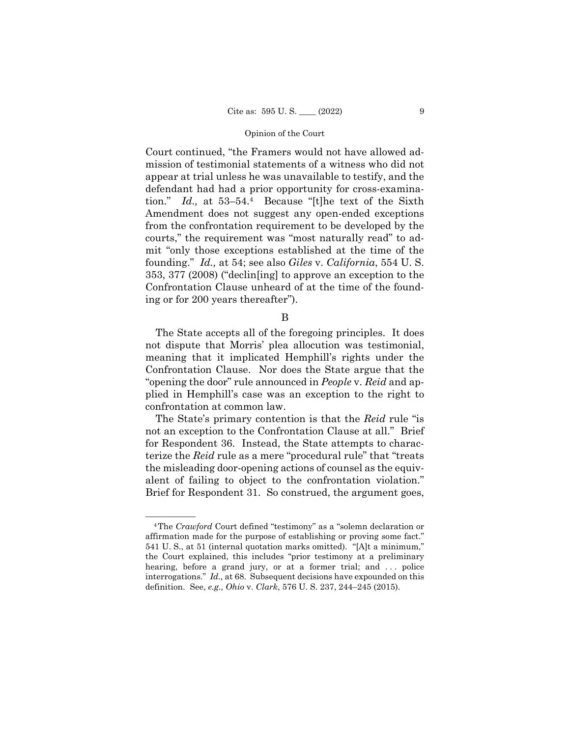Court continued, "the Framers would not have allowed admission of testimonial statements of a witness who did not appear at trial unless he was unavailable to testify, and the defendant had had a prior opportunity for cross-examination." *Id.,* at 53–54.[4] Because "[t]he text of the Sixth Amendment does not suggest any open-ended exceptions from the confrontation requirement to be developed by the courts," the requirement was "most naturally read" to admit "only those exceptions established at the time of the founding." *Id.,* at 54; see also *Giles* v. *California*, 554 U. S. 353, 377 (2008) ("declin[ing] to approve an exception to the Confrontation Clause unheard of at the time of the founding or for 200 years thereafter").

B

The State accepts all of the foregoing principles. It does not dispute that Morris' plea allocution was testimonial, meaning that it implicated Hemphill's rights under the Confrontation Clause. Nor does the State argue that the "opening the door" rule announced in *People* v. *Reid* and applied in Hemphill's case was an exception to the right to confrontation at common law.

The State's primary contention is that the *Reid* rule "is not an exception to the Confrontation Clause at all." Brief for Respondent 36. Instead, the State attempts to characterize the *Reid* rule as a mere "procedural rule" that "treats the misleading door-opening actions of counsel as the equivalent of failing to object to the confrontation violation." Brief for Respondent 31. So construed, the argument goes,

---

[4] The *Crawford* Court defined "testimony" as a "solemn declaration or affirmation made for the purpose of establishing or proving some fact." 541 U. S., at 51 (internal quotation marks omitted). "[A]t a minimum," the Court explained, this includes "prior testimony at a preliminary hearing, before a grand jury, or at a former trial; and . . . police interrogations." *Id.,* at 68. Subsequent decisions have expounded on this definition. See, *e.g., Ohio* v. *Clark*, 576 U. S. 237, 244–245 (2015).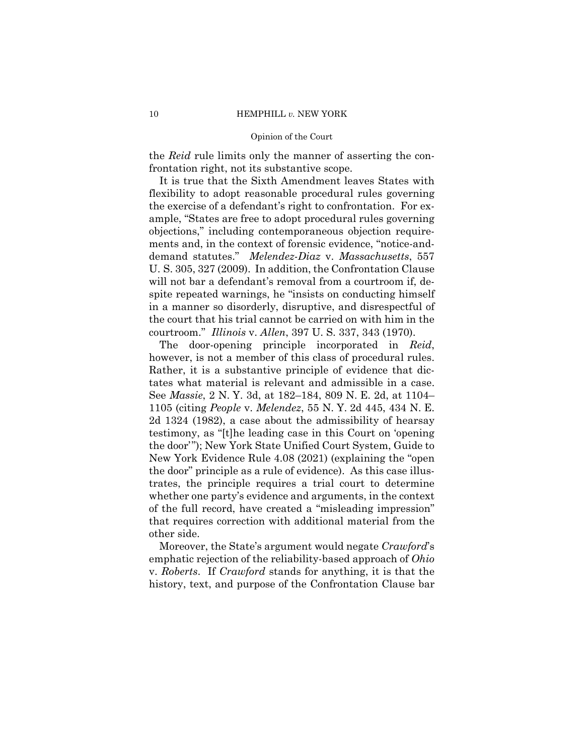the *Reid* rule limits only the manner of asserting the confrontation right, not its substantive scope.

It is true that the Sixth Amendment leaves States with flexibility to adopt reasonable procedural rules governing the exercise of a defendant's right to confrontation. For example, "States are free to adopt procedural rules governing objections," including contemporaneous objection requirements and, in the context of forensic evidence, "notice-and-demand statutes." *Melendez-Diaz* v. *Massachusetts*, 557 U. S. 305, 327 (2009). In addition, the Confrontation Clause will not bar a defendant's removal from a courtroom if, despite repeated warnings, he "insists on conducting himself in a manner so disorderly, disruptive, and disrespectful of the court that his trial cannot be carried on with him in the courtroom." *Illinois* v. *Allen*, 397 U. S. 337, 343 (1970).

The door-opening principle incorporated in *Reid*, however, is not a member of this class of procedural rules. Rather, it is a substantive principle of evidence that dictates what material is relevant and admissible in a case. See *Massie*, 2 N. Y. 3d, at 182–184, 809 N. E. 2d, at 1104–1105 (citing *People* v. *Melendez*, 55 N. Y. 2d 445, 434 N. E. 2d 1324 (1982), a case about the admissibility of hearsay testimony, as "[t]he leading case in this Court on 'opening the door'"); New York State Unified Court System, Guide to New York Evidence Rule 4.08 (2021) (explaining the "open the door" principle as a rule of evidence). As this case illustrates, the principle requires a trial court to determine whether one party's evidence and arguments, in the context of the full record, have created a "misleading impression" that requires correction with additional material from the other side.

Moreover, the State's argument would negate *Crawford*'s emphatic rejection of the reliability-based approach of *Ohio* v. *Roberts*. If *Crawford* stands for anything, it is that the history, text, and purpose of the Confrontation Clause bar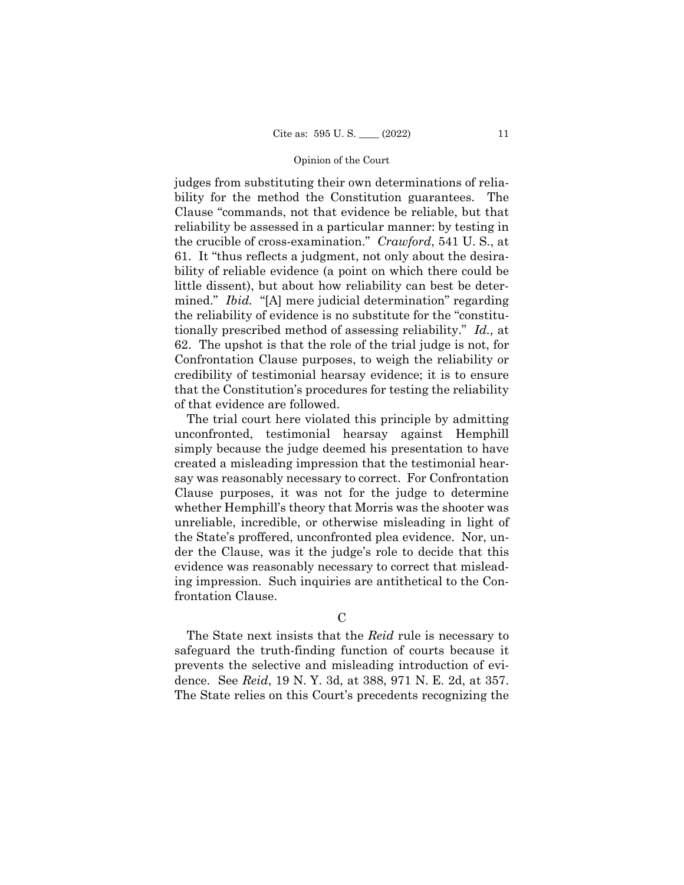judges from substituting their own determinations of reliability for the method the Constitution guarantees. The Clause "commands, not that evidence be reliable, but that reliability be assessed in a particular manner: by testing in the crucible of cross-examination." *Crawford*, 541 U. S., at 61. It "thus reflects a judgment, not only about the desirability of reliable evidence (a point on which there could be little dissent), but about how reliability can best be determined." *Ibid.* "[A] mere judicial determination" regarding the reliability of evidence is no substitute for the "constitutionally prescribed method of assessing reliability." *Id.,* at 62. The upshot is that the role of the trial judge is not, for Confrontation Clause purposes, to weigh the reliability or credibility of testimonial hearsay evidence; it is to ensure that the Constitution's procedures for testing the reliability of that evidence are followed.

The trial court here violated this principle by admitting unconfronted, testimonial hearsay against Hemphill simply because the judge deemed his presentation to have created a misleading impression that the testimonial hearsay was reasonably necessary to correct. For Confrontation Clause purposes, it was not for the judge to determine whether Hemphill's theory that Morris was the shooter was unreliable, incredible, or otherwise misleading in light of the State's proffered, unconfronted plea evidence. Nor, under the Clause, was it the judge's role to decide that this evidence was reasonably necessary to correct that misleading impression. Such inquiries are antithetical to the Confrontation Clause.

C

The State next insists that the *Reid* rule is necessary to safeguard the truth-finding function of courts because it prevents the selective and misleading introduction of evidence. See *Reid*, 19 N. Y. 3d, at 388, 971 N. E. 2d, at 357. The State relies on this Court's precedents recognizing the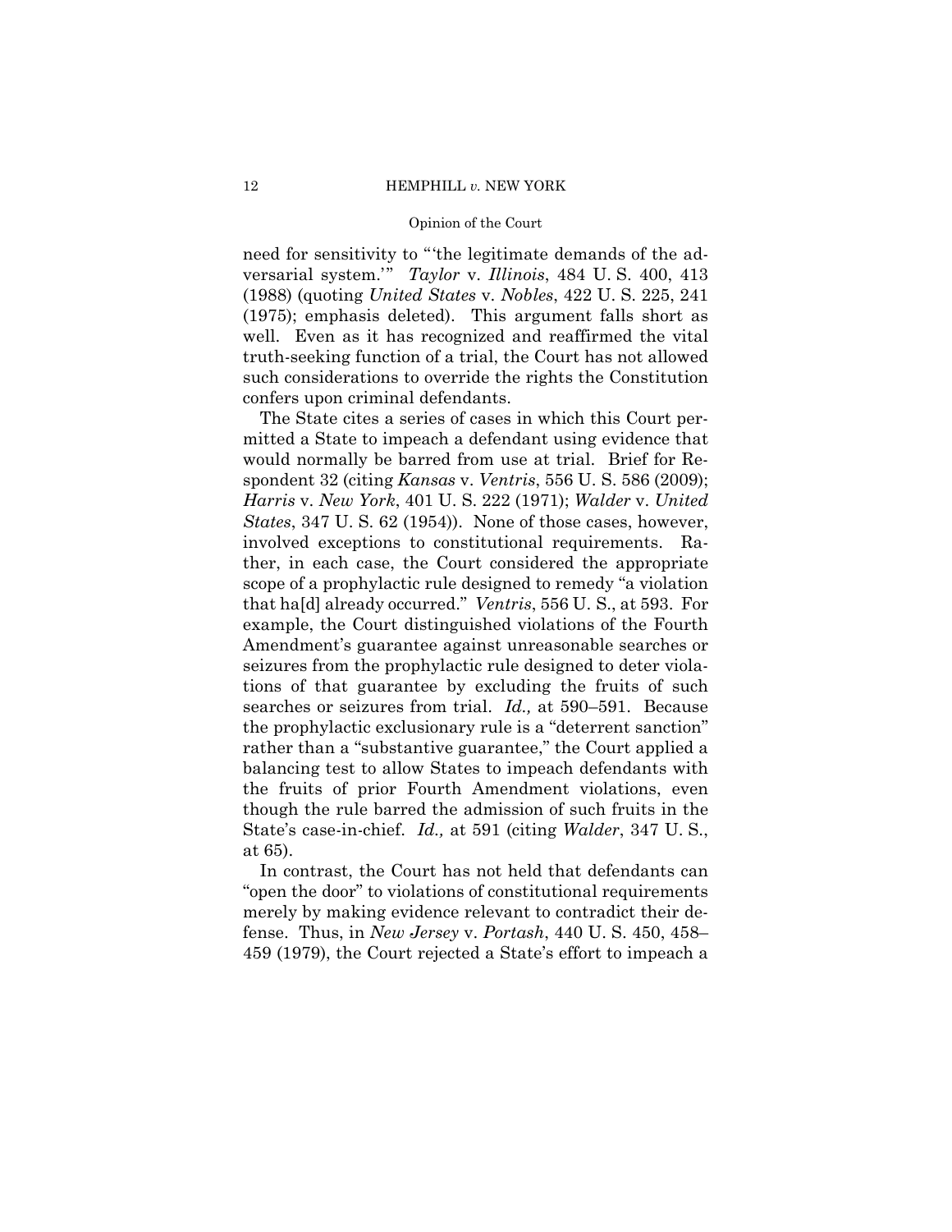need for sensitivity to "'the legitimate demands of the adversarial system.'" *Taylor* v. *Illinois*, 484 U. S. 400, 413 (1988) (quoting *United States* v. *Nobles*, 422 U. S. 225, 241 (1975); emphasis deleted). This argument falls short as well. Even as it has recognized and reaffirmed the vital truth-seeking function of a trial, the Court has not allowed such considerations to override the rights the Constitution confers upon criminal defendants.

The State cites a series of cases in which this Court permitted a State to impeach a defendant using evidence that would normally be barred from use at trial. Brief for Respondent 32 (citing *Kansas* v. *Ventris*, 556 U. S. 586 (2009); *Harris* v. *New York*, 401 U. S. 222 (1971); *Walder* v. *United States*, 347 U. S. 62 (1954)). None of those cases, however, involved exceptions to constitutional requirements. Rather, in each case, the Court considered the appropriate scope of a prophylactic rule designed to remedy "a violation that ha[d] already occurred." *Ventris*, 556 U. S., at 593. For example, the Court distinguished violations of the Fourth Amendment's guarantee against unreasonable searches or seizures from the prophylactic rule designed to deter violations of that guarantee by excluding the fruits of such searches or seizures from trial. *Id.,* at 590–591. Because the prophylactic exclusionary rule is a "deterrent sanction" rather than a "substantive guarantee," the Court applied a balancing test to allow States to impeach defendants with the fruits of prior Fourth Amendment violations, even though the rule barred the admission of such fruits in the State's case-in-chief. *Id.,* at 591 (citing *Walder*, 347 U. S., at 65).

In contrast, the Court has not held that defendants can "open the door" to violations of constitutional requirements merely by making evidence relevant to contradict their defense. Thus, in *New Jersey* v. *Portash*, 440 U. S. 450, 458–459 (1979), the Court rejected a State's effort to impeach a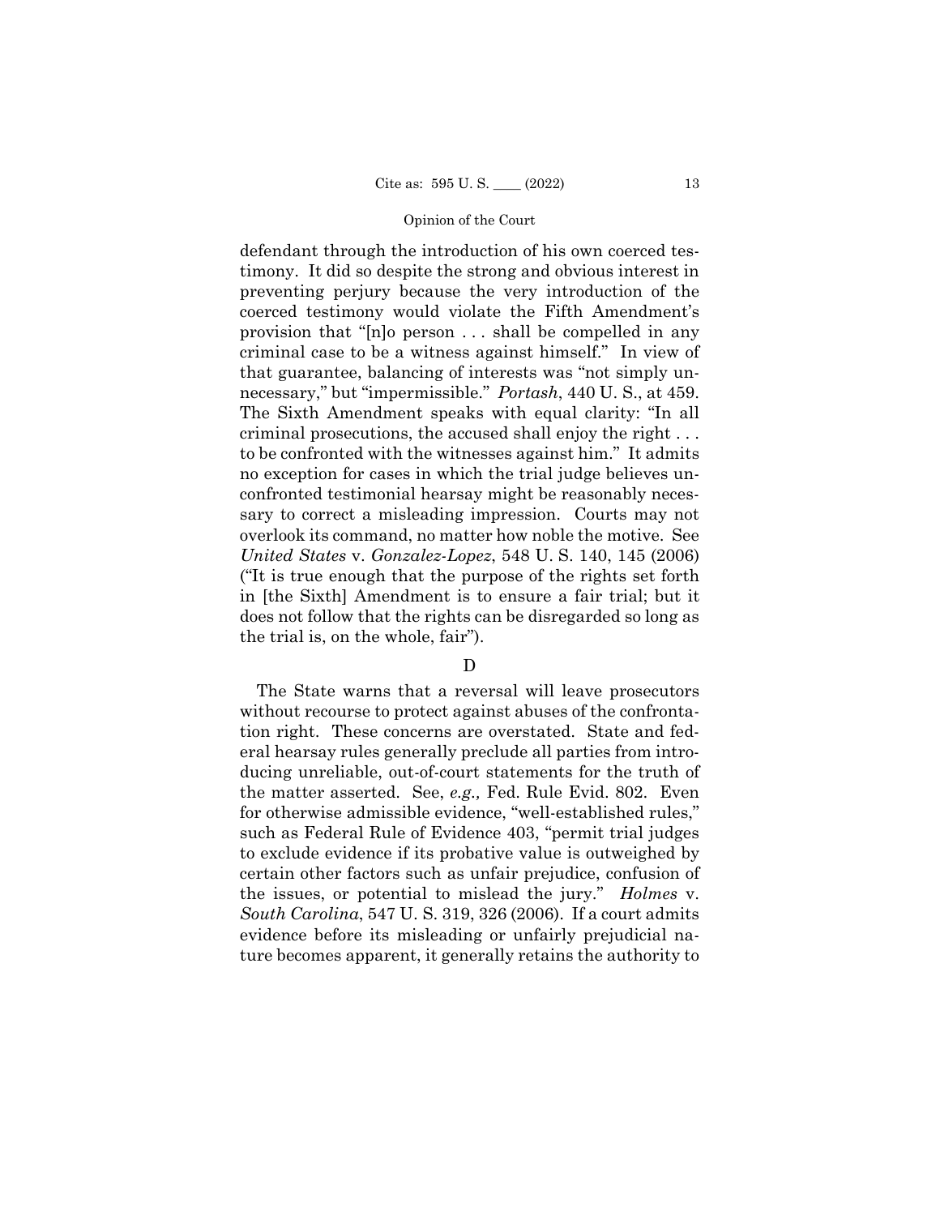defendant through the introduction of his own coerced testimony. It did so despite the strong and obvious interest in preventing perjury because the very introduction of the coerced testimony would violate the Fifth Amendment's provision that "[n]o person . . . shall be compelled in any criminal case to be a witness against himself." In view of that guarantee, balancing of interests was "not simply unnecessary," but "impermissible." *Portash*, 440 U. S., at 459. The Sixth Amendment speaks with equal clarity: "In all criminal prosecutions, the accused shall enjoy the right . . . to be confronted with the witnesses against him." It admits no exception for cases in which the trial judge believes unconfronted testimonial hearsay might be reasonably necessary to correct a misleading impression. Courts may not overlook its command, no matter how noble the motive. See *United States* v. *Gonzalez-Lopez*, 548 U. S. 140, 145 (2006) ("It is true enough that the purpose of the rights set forth in [the Sixth] Amendment is to ensure a fair trial; but it does not follow that the rights can be disregarded so long as the trial is, on the whole, fair").

### D

The State warns that a reversal will leave prosecutors without recourse to protect against abuses of the confrontation right. These concerns are overstated. State and federal hearsay rules generally preclude all parties from introducing unreliable, out-of-court statements for the truth of the matter asserted. See, *e.g.,* Fed. Rule Evid. 802. Even for otherwise admissible evidence, "well-established rules," such as Federal Rule of Evidence 403, "permit trial judges to exclude evidence if its probative value is outweighed by certain other factors such as unfair prejudice, confusion of the issues, or potential to mislead the jury." *Holmes* v. *South Carolina*, 547 U. S. 319, 326 (2006). If a court admits evidence before its misleading or unfairly prejudicial nature becomes apparent, it generally retains the authority to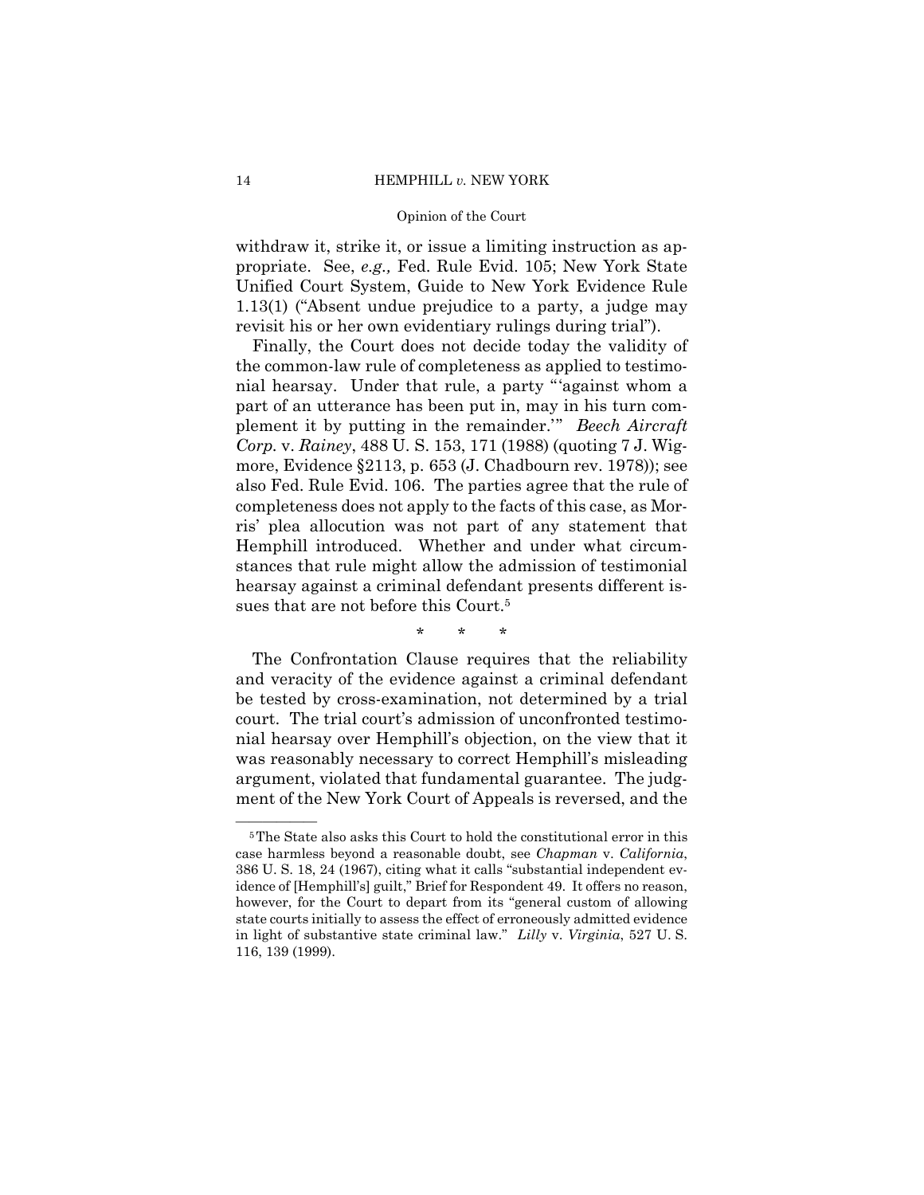withdraw it, strike it, or issue a limiting instruction as appropriate. See, *e.g.,* Fed. Rule Evid. 105; New York State Unified Court System, Guide to New York Evidence Rule 1.13(1) ("Absent undue prejudice to a party, a judge may revisit his or her own evidentiary rulings during trial").

Finally, the Court does not decide today the validity of the common-law rule of completeness as applied to testimonial hearsay. Under that rule, a party "'against whom a part of an utterance has been put in, may in his turn complement it by putting in the remainder.'" *Beech Aircraft Corp.* v. *Rainey*, 488 U. S. 153, 171 (1988) (quoting 7 J. Wigmore, Evidence §2113, p. 653 (J. Chadbourn rev. 1978)); see also Fed. Rule Evid. 106. The parties agree that the rule of completeness does not apply to the facts of this case, as Morris' plea allocution was not part of any statement that Hemphill introduced. Whether and under what circumstances that rule might allow the admission of testimonial hearsay against a criminal defendant presents different issues that are not before this Court.[5]

\* \* \*

The Confrontation Clause requires that the reliability and veracity of the evidence against a criminal defendant be tested by cross-examination, not determined by a trial court. The trial court's admission of unconfronted testimonial hearsay over Hemphill's objection, on the view that it was reasonably necessary to correct Hemphill's misleading argument, violated that fundamental guarantee. The judgment of the New York Court of Appeals is reversed, and the

---

[5] The State also asks this Court to hold the constitutional error in this case harmless beyond a reasonable doubt, see *Chapman* v. *California*, 386 U. S. 18, 24 (1967), citing what it calls "substantial independent evidence of [Hemphill's] guilt," Brief for Respondent 49. It offers no reason, however, for the Court to depart from its "general custom of allowing state courts initially to assess the effect of erroneously admitted evidence in light of substantive state criminal law." *Lilly* v. *Virginia*, 527 U. S. 116, 139 (1999).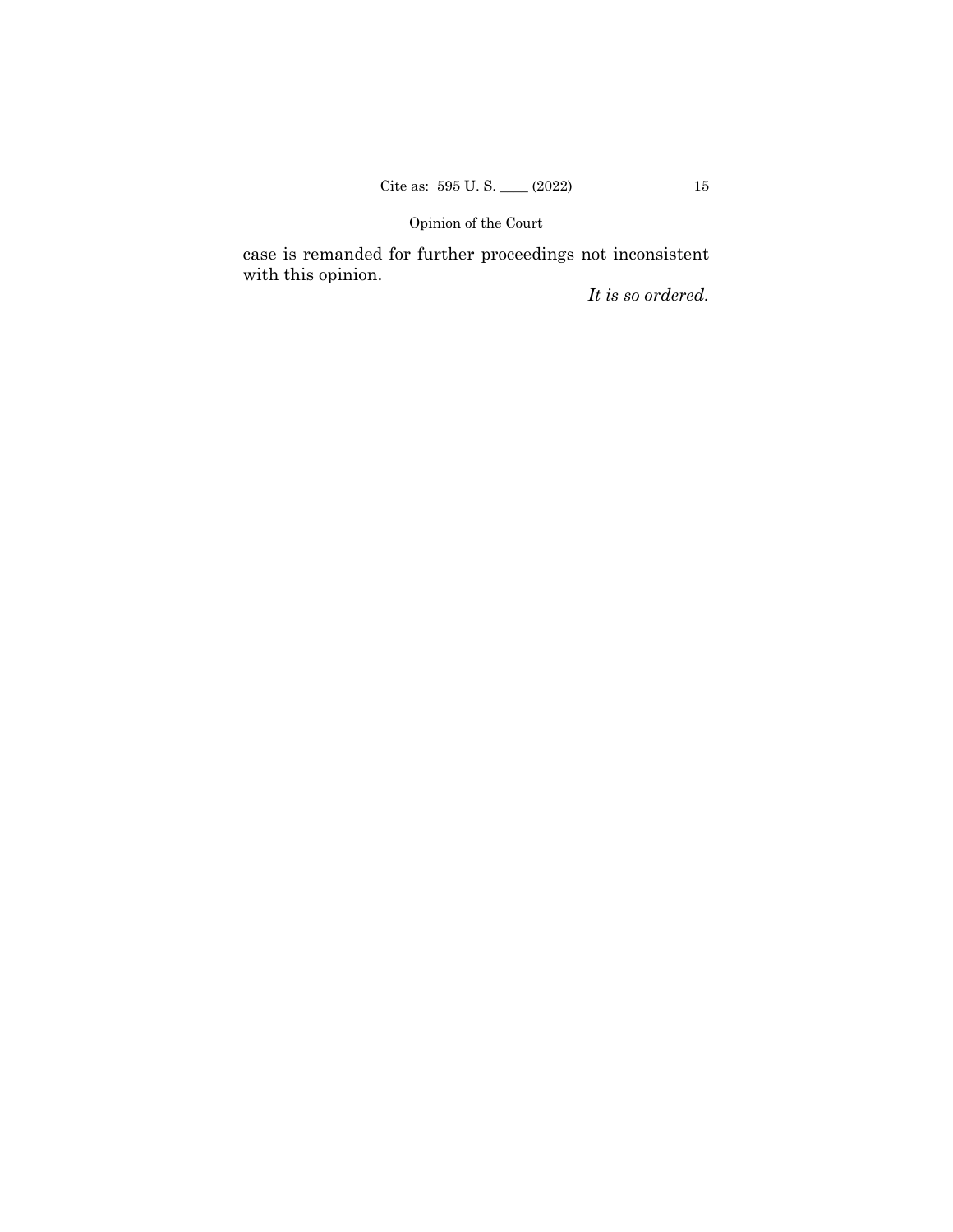case is remanded for further proceedings not inconsistent with this opinion.

*It is so ordered.*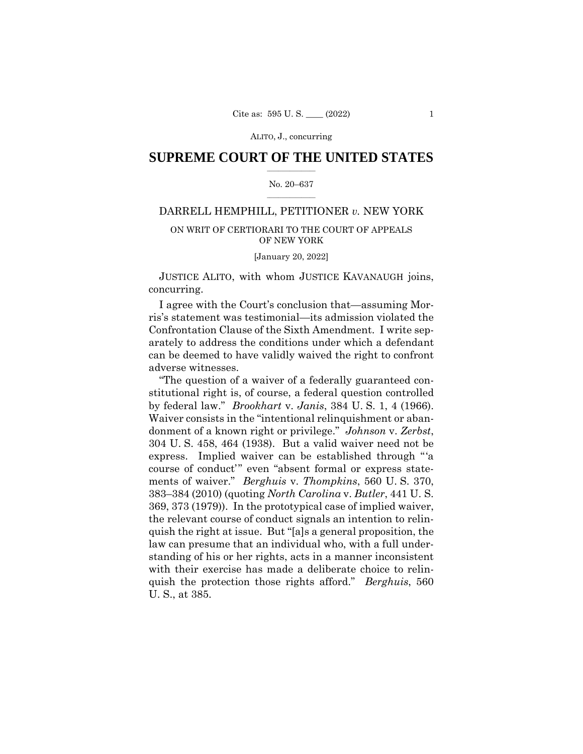# SUPREME COURT OF THE UNITED STATES

No. 20–637

DARRELL HEMPHILL, PETITIONER *v.* NEW YORK

ON WRIT OF CERTIORARI TO THE COURT OF APPEALS OF NEW YORK

[January 20, 2022]

JUSTICE ALITO, with whom JUSTICE KAVANAUGH joins, concurring.

I agree with the Court's conclusion that—assuming Morris's statement was testimonial—its admission violated the Confrontation Clause of the Sixth Amendment. I write separately to address the conditions under which a defendant can be deemed to have validly waived the right to confront adverse witnesses.

"The question of a waiver of a federally guaranteed constitutional right is, of course, a federal question controlled by federal law." *Brookhart* v. *Janis*, 384 U. S. 1, 4 (1966). Waiver consists in the "intentional relinquishment or abandonment of a known right or privilege." *Johnson* v. *Zerbst*, 304 U. S. 458, 464 (1938). But a valid waiver need not be express. Implied waiver can be established through "'a course of conduct'" even "absent formal or express statements of waiver." *Berghuis* v. *Thompkins*, 560 U. S. 370, 383–384 (2010) (quoting *North Carolina* v. *Butler*, 441 U. S. 369, 373 (1979)). In the prototypical case of implied waiver, the relevant course of conduct signals an intention to relinquish the right at issue. But "[a]s a general proposition, the law can presume that an individual who, with a full understanding of his or her rights, acts in a manner inconsistent with their exercise has made a deliberate choice to relinquish the protection those rights afford." *Berghuis*, 560 U. S., at 385.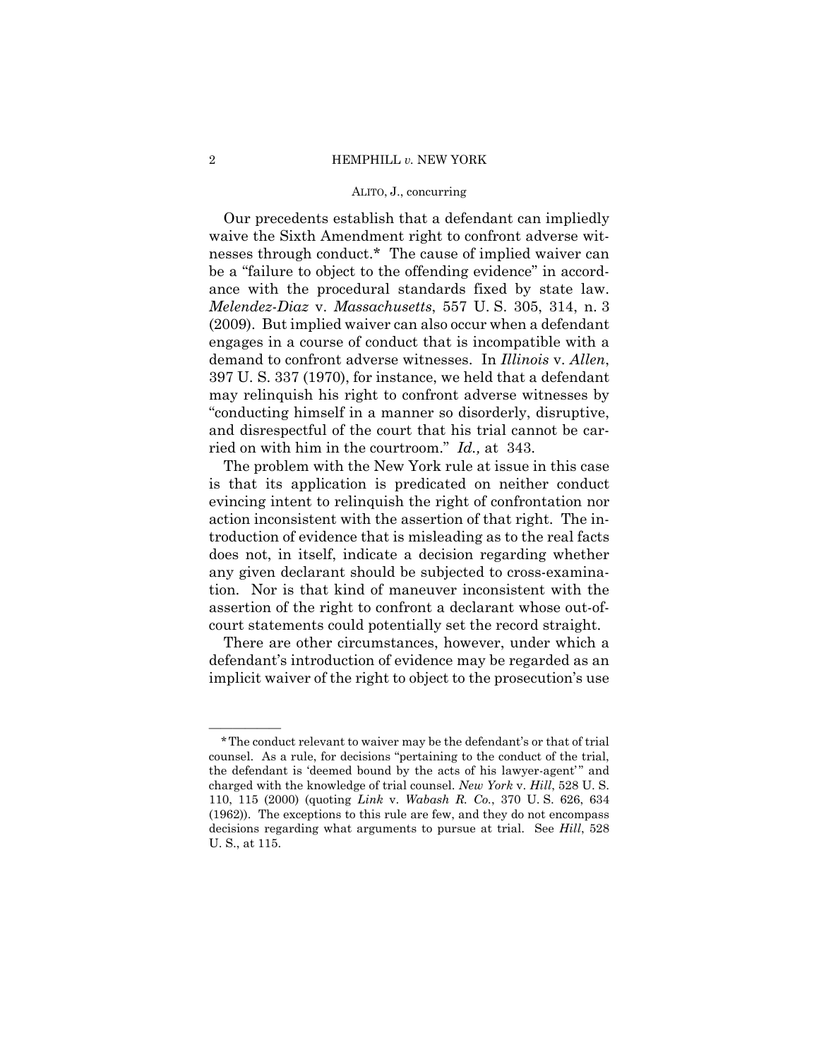Our precedents establish that a defendant can impliedly waive the Sixth Amendment right to confront adverse witnesses through conduct.* The cause of implied waiver can be a "failure to object to the offending evidence" in accordance with the procedural standards fixed by state law. *Melendez-Diaz* v. *Massachusetts*, 557 U. S. 305, 314, n. 3 (2009). But implied waiver can also occur when a defendant engages in a course of conduct that is incompatible with a demand to confront adverse witnesses. In *Illinois* v. *Allen*, 397 U. S. 337 (1970), for instance, we held that a defendant may relinquish his right to confront adverse witnesses by "conducting himself in a manner so disorderly, disruptive, and disrespectful of the court that his trial cannot be carried on with him in the courtroom." *Id.,* at 343.

The problem with the New York rule at issue in this case is that its application is predicated on neither conduct evincing intent to relinquish the right of confrontation nor action inconsistent with the assertion of that right. The introduction of evidence that is misleading as to the real facts does not, in itself, indicate a decision regarding whether any given declarant should be subjected to cross-examination. Nor is that kind of maneuver inconsistent with the assertion of the right to confront a declarant whose out-of-court statements could potentially set the record straight.

There are other circumstances, however, under which a defendant's introduction of evidence may be regarded as an implicit waiver of the right to object to the prosecution's use

---

*The conduct relevant to waiver may be the defendant's or that of trial counsel. As a rule, for decisions "pertaining to the conduct of the trial, the defendant is 'deemed bound by the acts of his lawyer-agent'" and charged with the knowledge of trial counsel. *New York* v. *Hill*, 528 U. S. 110, 115 (2000) (quoting *Link* v. *Wabash R. Co.*, 370 U. S. 626, 634 (1962)). The exceptions to this rule are few, and they do not encompass decisions regarding what arguments to pursue at trial. See *Hill*, 528 U. S., at 115.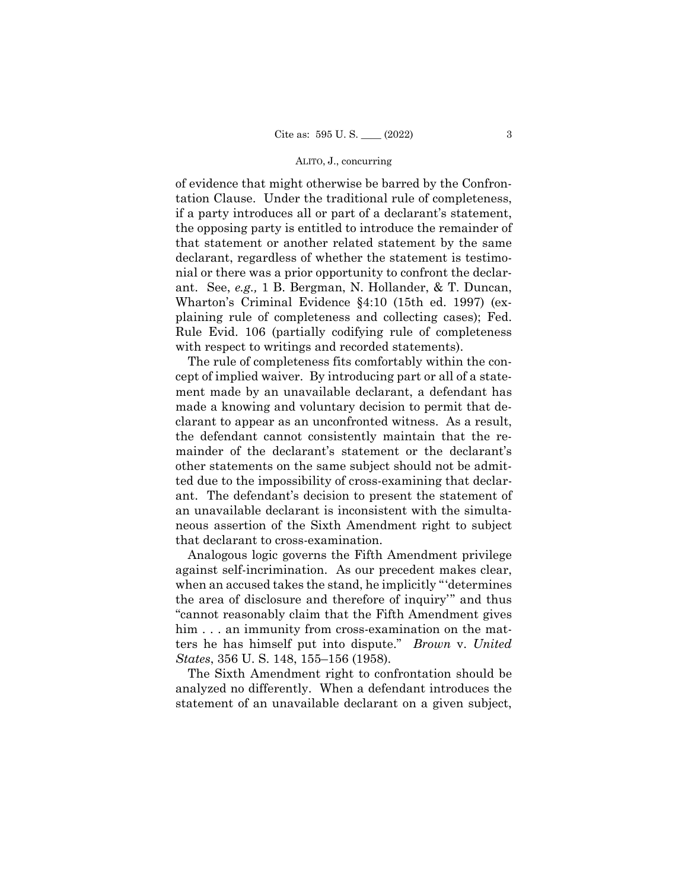of evidence that might otherwise be barred by the Confrontation Clause. Under the traditional rule of completeness, if a party introduces all or part of a declarant's statement, the opposing party is entitled to introduce the remainder of that statement or another related statement by the same declarant, regardless of whether the statement is testimonial or there was a prior opportunity to confront the declarant. See, *e.g.,* 1 B. Bergman, N. Hollander, & T. Duncan, Wharton's Criminal Evidence §4:10 (15th ed. 1997) (explaining rule of completeness and collecting cases); Fed. Rule Evid. 106 (partially codifying rule of completeness with respect to writings and recorded statements).

The rule of completeness fits comfortably within the concept of implied waiver. By introducing part or all of a statement made by an unavailable declarant, a defendant has made a knowing and voluntary decision to permit that declarant to appear as an unconfronted witness. As a result, the defendant cannot consistently maintain that the remainder of the declarant's statement or the declarant's other statements on the same subject should not be admitted due to the impossibility of cross-examining that declarant. The defendant's decision to present the statement of an unavailable declarant is inconsistent with the simultaneous assertion of the Sixth Amendment right to subject that declarant to cross-examination.

Analogous logic governs the Fifth Amendment privilege against self-incrimination. As our precedent makes clear, when an accused takes the stand, he implicitly "'determines the area of disclosure and therefore of inquiry'" and thus "cannot reasonably claim that the Fifth Amendment gives him . . . an immunity from cross-examination on the matters he has himself put into dispute." *Brown* v. *United States*, 356 U. S. 148, 155–156 (1958).

The Sixth Amendment right to confrontation should be analyzed no differently. When a defendant introduces the statement of an unavailable declarant on a given subject,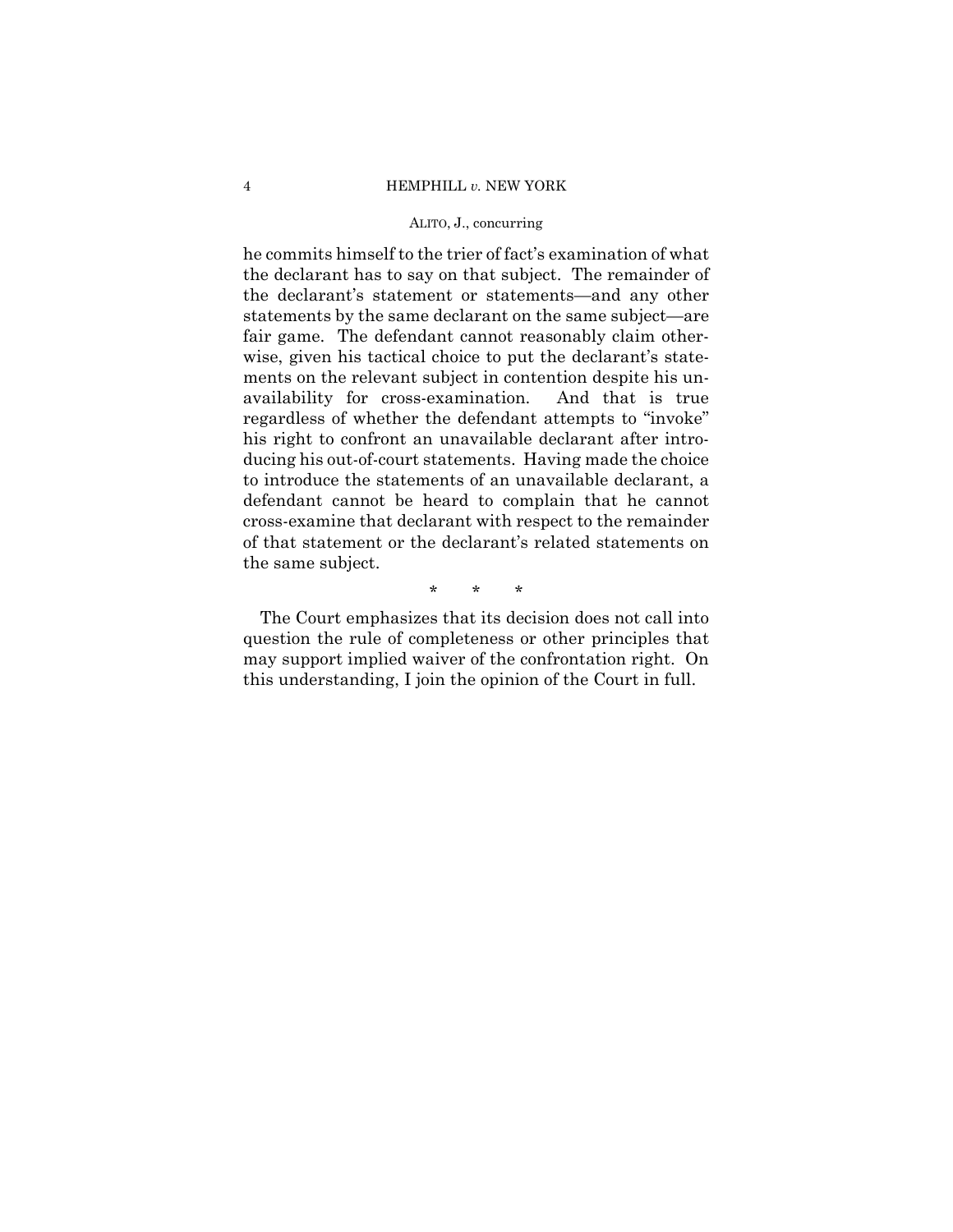he commits himself to the trier of fact's examination of what the declarant has to say on that subject. The remainder of the declarant's statement or statements—and any other statements by the same declarant on the same subject—are fair game. The defendant cannot reasonably claim otherwise, given his tactical choice to put the declarant's statements on the relevant subject in contention despite his unavailability for cross-examination. And that is true regardless of whether the defendant attempts to "invoke" his right to confront an unavailable declarant after introducing his out-of-court statements. Having made the choice to introduce the statements of an unavailable declarant, a defendant cannot be heard to complain that he cannot cross-examine that declarant with respect to the remainder of that statement or the declarant's related statements on the same subject.

\* \* \*

The Court emphasizes that its decision does not call into question the rule of completeness or other principles that may support implied waiver of the confrontation right. On this understanding, I join the opinion of the Court in full.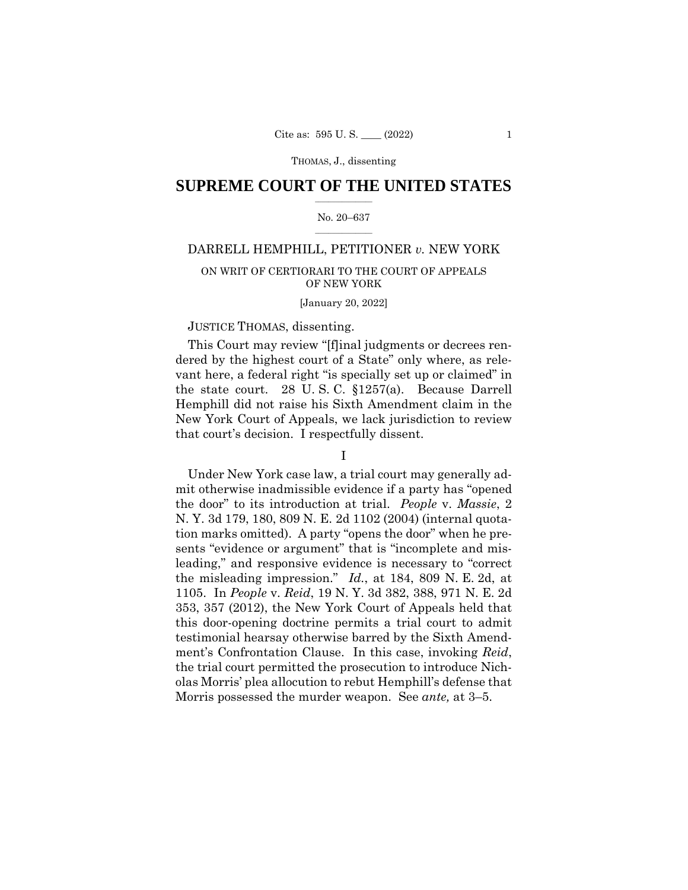**SUPREME COURT OF THE UNITED STATES**

No. 20–637

DARRELL HEMPHILL, PETITIONER *v.* NEW YORK

ON WRIT OF CERTIORARI TO THE COURT OF APPEALS OF NEW YORK

[January 20, 2022]

JUSTICE THOMAS, dissenting.

This Court may review "[f]inal judgments or decrees rendered by the highest court of a State" only where, as relevant here, a federal right "is specially set up or claimed" in the state court. 28 U. S. C. §1257(a). Because Darrell Hemphill did not raise his Sixth Amendment claim in the New York Court of Appeals, we lack jurisdiction to review that court's decision. I respectfully dissent.

I

Under New York case law, a trial court may generally admit otherwise inadmissible evidence if a party has "opened the door" to its introduction at trial. *People* v. *Massie*, 2 N. Y. 3d 179, 180, 809 N. E. 2d 1102 (2004) (internal quotation marks omitted). A party "opens the door" when he presents "evidence or argument" that is "incomplete and misleading," and responsive evidence is necessary to "correct the misleading impression." *Id.*, at 184, 809 N. E. 2d, at 1105. In *People* v. *Reid*, 19 N. Y. 3d 382, 388, 971 N. E. 2d 353, 357 (2012), the New York Court of Appeals held that this door-opening doctrine permits a trial court to admit testimonial hearsay otherwise barred by the Sixth Amendment's Confrontation Clause. In this case, invoking *Reid*, the trial court permitted the prosecution to introduce Nicholas Morris' plea allocution to rebut Hemphill's defense that Morris possessed the murder weapon. See *ante,* at 3–5.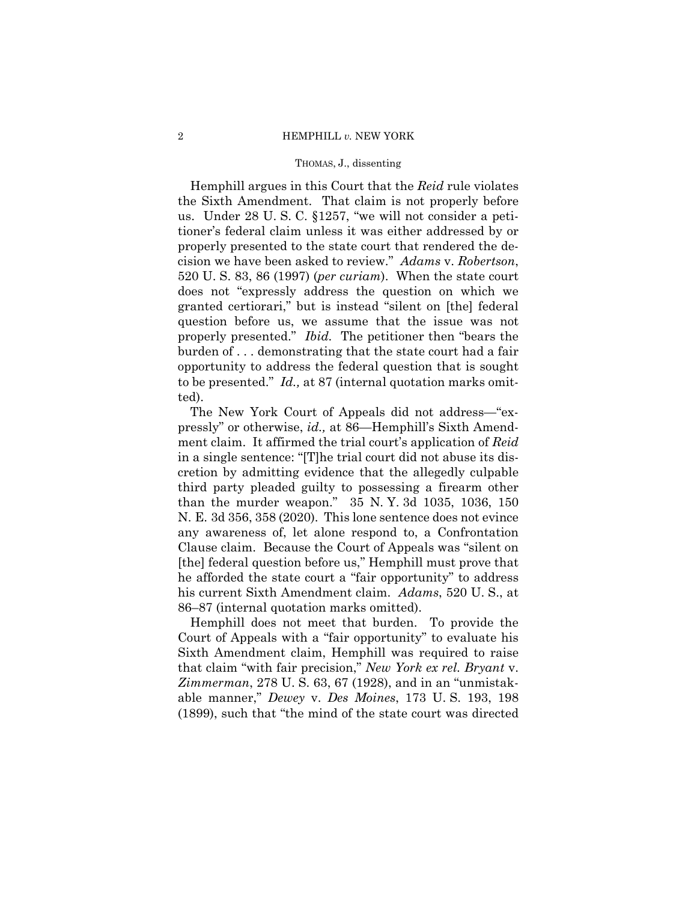Hemphill argues in this Court that the *Reid* rule violates the Sixth Amendment. That claim is not properly before us. Under 28 U. S. C. §1257, "we will not consider a petitioner's federal claim unless it was either addressed by or properly presented to the state court that rendered the decision we have been asked to review." *Adams* v. *Robertson*, 520 U. S. 83, 86 (1997) (*per curiam*). When the state court does not "expressly address the question on which we granted certiorari," but is instead "silent on [the] federal question before us, we assume that the issue was not properly presented." *Ibid.* The petitioner then "bears the burden of . . . demonstrating that the state court had a fair opportunity to address the federal question that is sought to be presented." *Id.,* at 87 (internal quotation marks omitted).

The New York Court of Appeals did not address—"expressly" or otherwise, *id.,* at 86—Hemphill's Sixth Amendment claim. It affirmed the trial court's application of *Reid* in a single sentence: "[T]he trial court did not abuse its discretion by admitting evidence that the allegedly culpable third party pleaded guilty to possessing a firearm other than the murder weapon." 35 N. Y. 3d 1035, 1036, 150 N. E. 3d 356, 358 (2020). This lone sentence does not evince any awareness of, let alone respond to, a Confrontation Clause claim. Because the Court of Appeals was "silent on [the] federal question before us," Hemphill must prove that he afforded the state court a "fair opportunity" to address his current Sixth Amendment claim. *Adams*, 520 U. S., at 86–87 (internal quotation marks omitted).

Hemphill does not meet that burden. To provide the Court of Appeals with a "fair opportunity" to evaluate his Sixth Amendment claim, Hemphill was required to raise that claim "with fair precision," *New York ex rel. Bryant* v. *Zimmerman*, 278 U. S. 63, 67 (1928), and in an "unmistakable manner," *Dewey* v. *Des Moines*, 173 U. S. 193, 198 (1899), such that "the mind of the state court was directed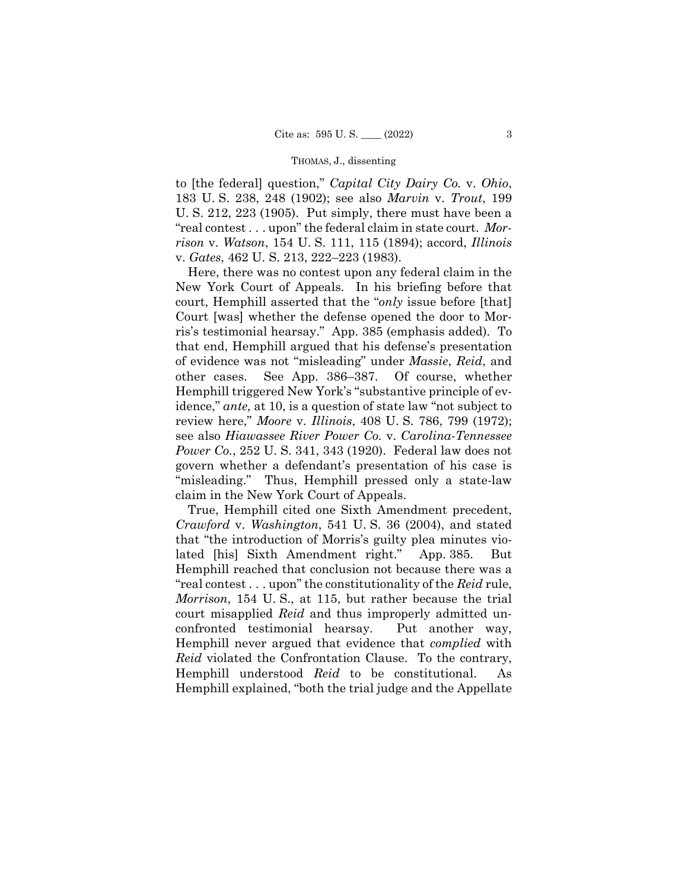to [the federal] question," *Capital City Dairy Co.* v. *Ohio*, 183 U. S. 238, 248 (1902); see also *Marvin* v. *Trout*, 199 U. S. 212, 223 (1905). Put simply, there must have been a "real contest . . . upon" the federal claim in state court. *Morrison* v. *Watson*, 154 U. S. 111, 115 (1894); accord, *Illinois* v. *Gates*, 462 U. S. 213, 222–223 (1983).

Here, there was no contest upon any federal claim in the New York Court of Appeals. In his briefing before that court, Hemphill asserted that the "*only* issue before [that] Court [was] whether the defense opened the door to Morris's testimonial hearsay." App. 385 (emphasis added). To that end, Hemphill argued that his defense's presentation of evidence was not "misleading" under *Massie*, *Reid*, and other cases. See App. 386–387. Of course, whether Hemphill triggered New York's "substantive principle of evidence," *ante,* at 10, is a question of state law "not subject to review here," *Moore* v. *Illinois*, 408 U. S. 786, 799 (1972); see also *Hiawassee River Power Co.* v. *Carolina-Tennessee Power Co.*, 252 U. S. 341, 343 (1920). Federal law does not govern whether a defendant's presentation of his case is "misleading." Thus, Hemphill pressed only a state-law claim in the New York Court of Appeals.

True, Hemphill cited one Sixth Amendment precedent, *Crawford* v. *Washington*, 541 U. S. 36 (2004), and stated that "the introduction of Morris's guilty plea minutes violated [his] Sixth Amendment right." App. 385. But Hemphill reached that conclusion not because there was a "real contest . . . upon" the constitutionality of the *Reid* rule, *Morrison*, 154 U. S., at 115, but rather because the trial court misapplied *Reid* and thus improperly admitted unconfronted testimonial hearsay. Put another way, Hemphill never argued that evidence that *complied* with *Reid* violated the Confrontation Clause. To the contrary, Hemphill understood *Reid* to be constitutional. As Hemphill explained, "both the trial judge and the Appellate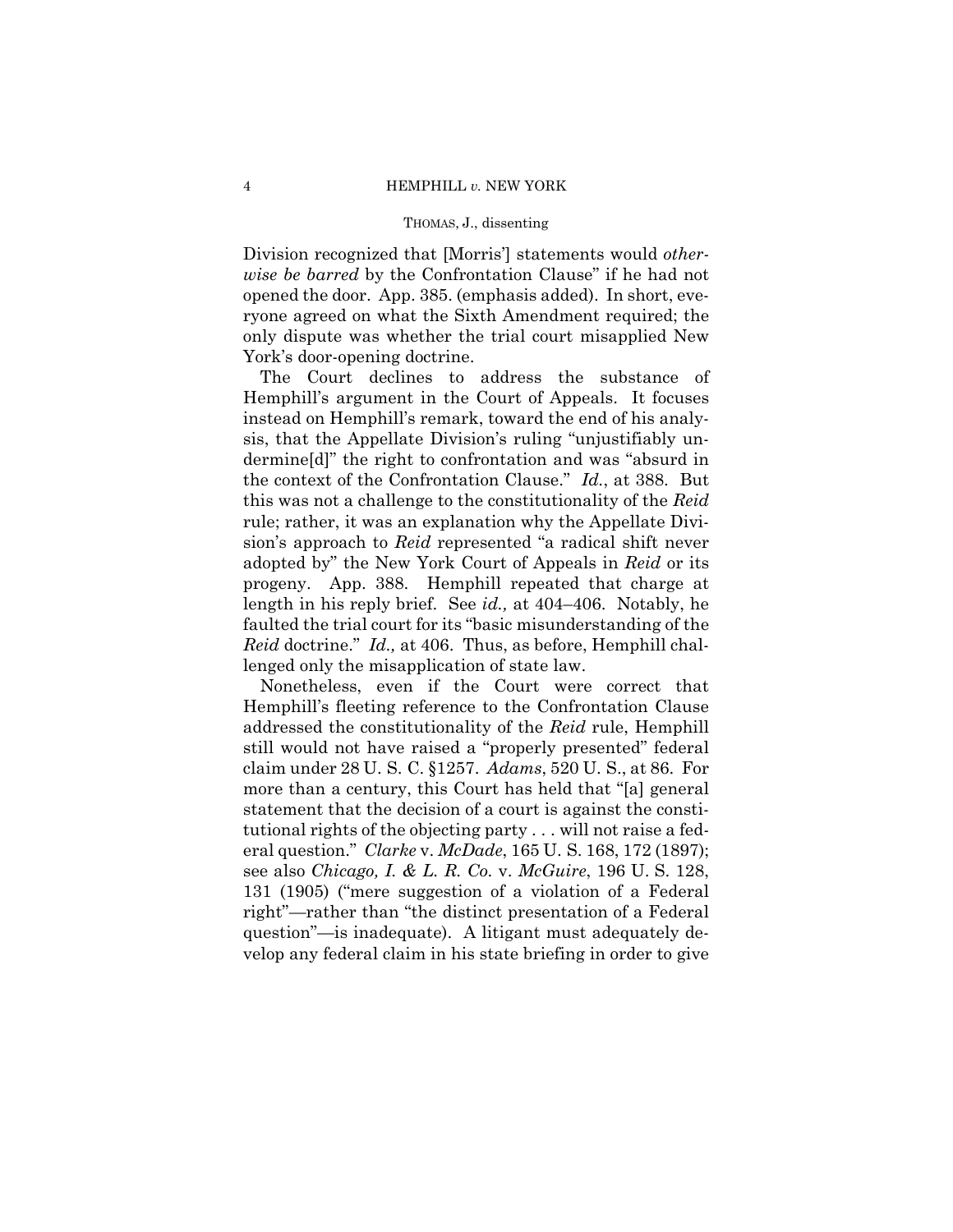Division recognized that [Morris'] statements would *otherwise be barred* by the Confrontation Clause" if he had not opened the door. App. 385. (emphasis added). In short, everyone agreed on what the Sixth Amendment required; the only dispute was whether the trial court misapplied New York's door-opening doctrine.

The Court declines to address the substance of Hemphill's argument in the Court of Appeals. It focuses instead on Hemphill's remark, toward the end of his analysis, that the Appellate Division's ruling "unjustifiably undermine[d]" the right to confrontation and was "absurd in the context of the Confrontation Clause." *Id.*, at 388. But this was not a challenge to the constitutionality of the *Reid* rule; rather, it was an explanation why the Appellate Division's approach to *Reid* represented "a radical shift never adopted by" the New York Court of Appeals in *Reid* or its progeny. App. 388. Hemphill repeated that charge at length in his reply brief. See *id.,* at 404–406. Notably, he faulted the trial court for its "basic misunderstanding of the *Reid* doctrine." *Id.,* at 406. Thus, as before, Hemphill challenged only the misapplication of state law.

Nonetheless, even if the Court were correct that Hemphill's fleeting reference to the Confrontation Clause addressed the constitutionality of the *Reid* rule, Hemphill still would not have raised a "properly presented" federal claim under 28 U. S. C. §1257. *Adams*, 520 U. S., at 86. For more than a century, this Court has held that "[a] general statement that the decision of a court is against the constitutional rights of the objecting party . . . will not raise a federal question." *Clarke* v. *McDade*, 165 U. S. 168, 172 (1897); see also *Chicago, I. & L. R. Co.* v. *McGuire*, 196 U. S. 128, 131 (1905) ("mere suggestion of a violation of a Federal right"—rather than "the distinct presentation of a Federal question"—is inadequate). A litigant must adequately develop any federal claim in his state briefing in order to give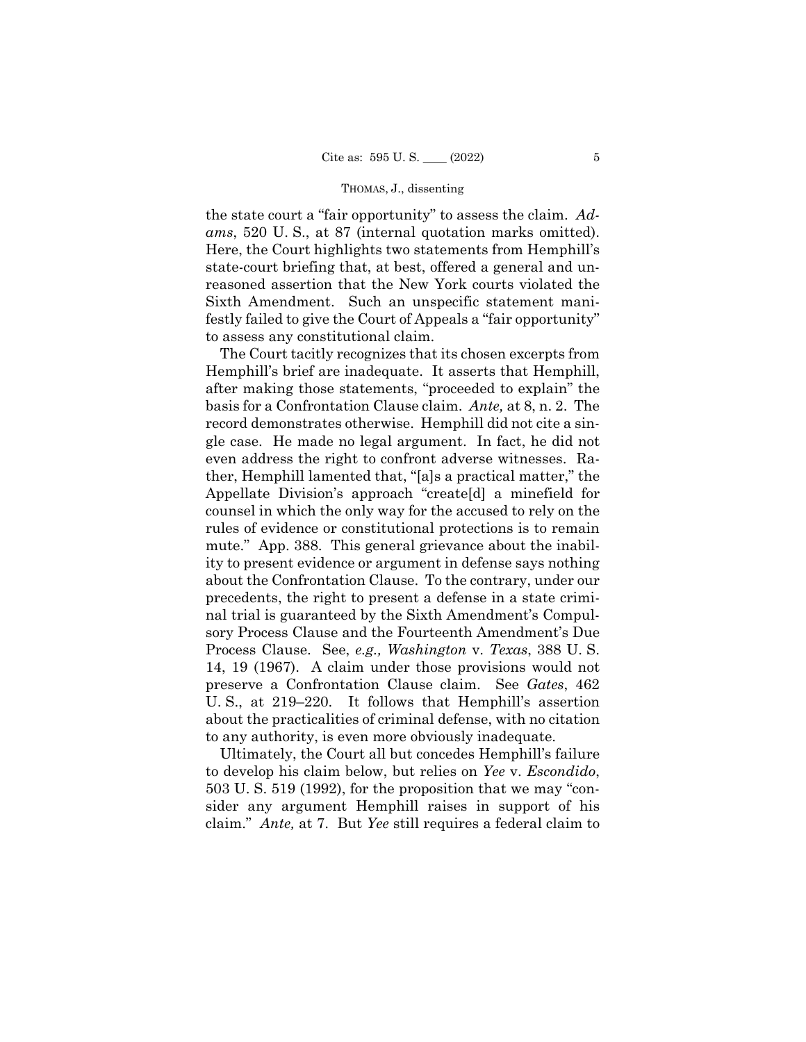the state court a "fair opportunity" to assess the claim. *Adams*, 520 U. S., at 87 (internal quotation marks omitted). Here, the Court highlights two statements from Hemphill's state-court briefing that, at best, offered a general and unreasoned assertion that the New York courts violated the Sixth Amendment. Such an unspecific statement manifestly failed to give the Court of Appeals a "fair opportunity" to assess any constitutional claim.

The Court tacitly recognizes that its chosen excerpts from Hemphill's brief are inadequate. It asserts that Hemphill, after making those statements, "proceeded to explain" the basis for a Confrontation Clause claim. *Ante,* at 8, n. 2. The record demonstrates otherwise. Hemphill did not cite a single case. He made no legal argument. In fact, he did not even address the right to confront adverse witnesses. Rather, Hemphill lamented that, "[a]s a practical matter," the Appellate Division's approach "create[d] a minefield for counsel in which the only way for the accused to rely on the rules of evidence or constitutional protections is to remain mute." App. 388. This general grievance about the inability to present evidence or argument in defense says nothing about the Confrontation Clause. To the contrary, under our precedents, the right to present a defense in a state criminal trial is guaranteed by the Sixth Amendment's Compulsory Process Clause and the Fourteenth Amendment's Due Process Clause. See, *e.g., Washington* v. *Texas*, 388 U. S. 14, 19 (1967). A claim under those provisions would not preserve a Confrontation Clause claim. See *Gates*, 462 U. S., at 219–220. It follows that Hemphill's assertion about the practicalities of criminal defense, with no citation to any authority, is even more obviously inadequate.

Ultimately, the Court all but concedes Hemphill's failure to develop his claim below, but relies on *Yee* v. *Escondido*, 503 U. S. 519 (1992), for the proposition that we may "consider any argument Hemphill raises in support of his claim." *Ante,* at 7. But *Yee* still requires a federal claim to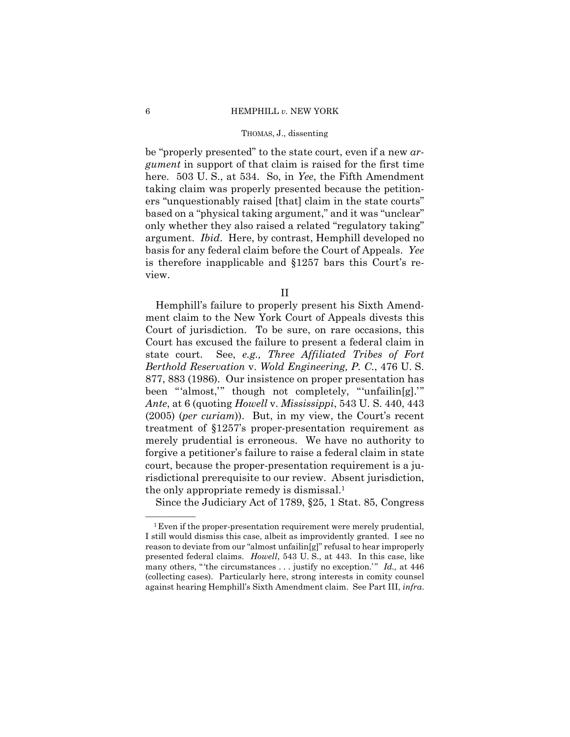be "properly presented" to the state court, even if a new *argument* in support of that claim is raised for the first time here. 503 U. S., at 534. So, in *Yee*, the Fifth Amendment taking claim was properly presented because the petitioners "unquestionably raised [that] claim in the state courts" based on a "physical taking argument," and it was "unclear" only whether they also raised a related "regulatory taking" argument. *Ibid*. Here, by contrast, Hemphill developed no basis for any federal claim before the Court of Appeals. *Yee* is therefore inapplicable and §1257 bars this Court's review.

## II

Hemphill's failure to properly present his Sixth Amendment claim to the New York Court of Appeals divests this Court of jurisdiction. To be sure, on rare occasions, this Court has excused the failure to present a federal claim in state court. See, *e.g., Three Affiliated Tribes of Fort Berthold Reservation* v. *Wold Engineering, P. C.*, 476 U. S. 877, 883 (1986). Our insistence on proper presentation has been "'almost,'" though not completely, "'unfailin[g].'" *Ante*, at 6 (quoting *Howell* v. *Mississippi*, 543 U. S. 440, 443 (2005) (*per curiam*)). But, in my view, the Court's recent treatment of §1257's proper-presentation requirement as merely prudential is erroneous. We have no authority to forgive a petitioner's failure to raise a federal claim in state court, because the proper-presentation requirement is a jurisdictional prerequisite to our review. Absent jurisdiction, the only appropriate remedy is dismissal.[1]

Since the Judiciary Act of 1789, §25, 1 Stat. 85, Congress

---

[1] Even if the proper-presentation requirement were merely prudential, I still would dismiss this case, albeit as improvidently granted. I see no reason to deviate from our "almost unfailin[g]" refusal to hear improperly presented federal claims. *Howell*, 543 U. S., at 443. In this case, like many others, "'the circumstances . . . justify no exception.'" *Id.,* at 446 (collecting cases). Particularly here, strong interests in comity counsel against hearing Hemphill's Sixth Amendment claim. See Part III, *infra*.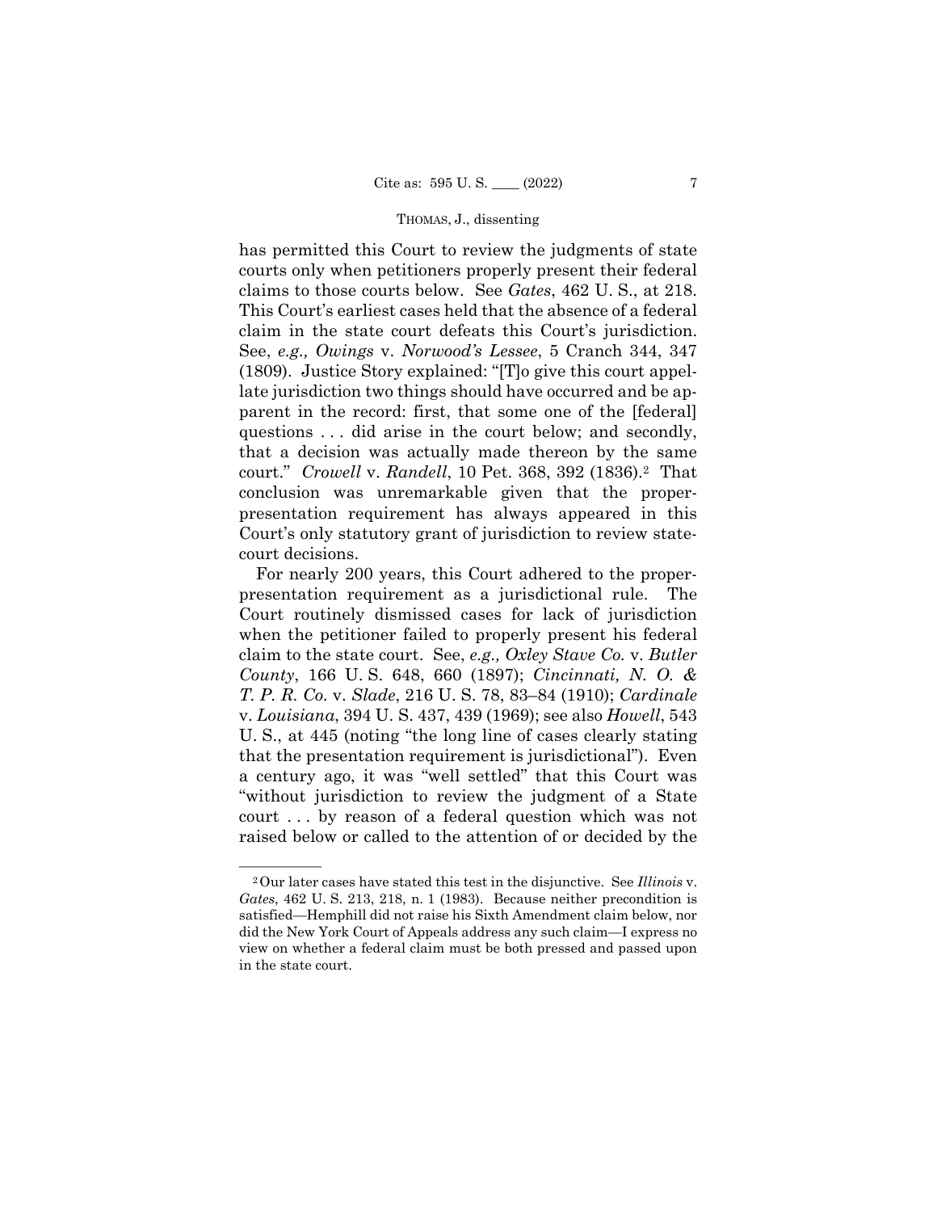has permitted this Court to review the judgments of state courts only when petitioners properly present their federal claims to those courts below. See *Gates*, 462 U. S., at 218. This Court's earliest cases held that the absence of a federal claim in the state court defeats this Court's jurisdiction. See, *e.g., Owings* v. *Norwood's Lessee*, 5 Cranch 344, 347 (1809). Justice Story explained: "[T]o give this court appellate jurisdiction two things should have occurred and be apparent in the record: first, that some one of the [federal] questions . . . did arise in the court below; and secondly, that a decision was actually made thereon by the same court." *Crowell* v. *Randell*, 10 Pet. 368, 392 (1836).[2] That conclusion was unremarkable given that the proper-presentation requirement has always appeared in this Court's only statutory grant of jurisdiction to review state-court decisions.

For nearly 200 years, this Court adhered to the proper-presentation requirement as a jurisdictional rule. The Court routinely dismissed cases for lack of jurisdiction when the petitioner failed to properly present his federal claim to the state court. See, *e.g., Oxley Stave Co.* v. *Butler County*, 166 U. S. 648, 660 (1897); *Cincinnati, N. O. & T. P. R. Co.* v. *Slade*, 216 U. S. 78, 83–84 (1910); *Cardinale* v. *Louisiana*, 394 U. S. 437, 439 (1969); see also *Howell*, 543 U. S., at 445 (noting "the long line of cases clearly stating that the presentation requirement is jurisdictional"). Even a century ago, it was "well settled" that this Court was "without jurisdiction to review the judgment of a State court . . . by reason of a federal question which was not raised below or called to the attention of or decided by the

---

[2] Our later cases have stated this test in the disjunctive. See *Illinois* v. *Gates*, 462 U. S. 213, 218, n. 1 (1983). Because neither precondition is satisfied—Hemphill did not raise his Sixth Amendment claim below, nor did the New York Court of Appeals address any such claim—I express no view on whether a federal claim must be both pressed and passed upon in the state court.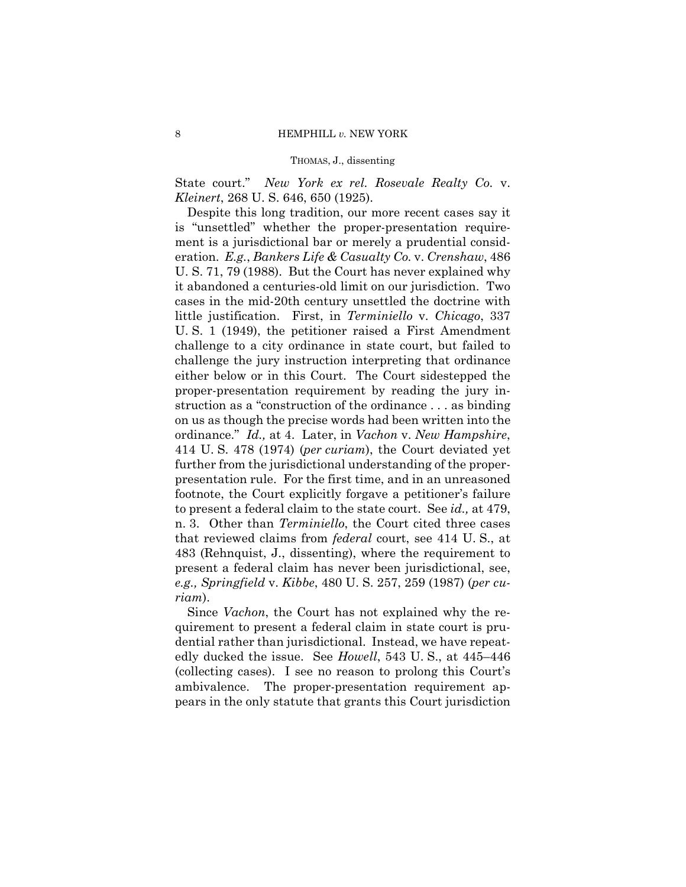State court." *New York ex rel. Rosevale Realty Co.* v. *Kleinert*, 268 U. S. 646, 650 (1925).

Despite this long tradition, our more recent cases say it is "unsettled" whether the proper-presentation requirement is a jurisdictional bar or merely a prudential consideration. *E.g.*, *Bankers Life & Casualty Co.* v. *Crenshaw*, 486 U. S. 71, 79 (1988). But the Court has never explained why it abandoned a centuries-old limit on our jurisdiction. Two cases in the mid-20th century unsettled the doctrine with little justification. First, in *Terminiello* v. *Chicago*, 337 U. S. 1 (1949), the petitioner raised a First Amendment challenge to a city ordinance in state court, but failed to challenge the jury instruction interpreting that ordinance either below or in this Court. The Court sidestepped the proper-presentation requirement by reading the jury instruction as a "construction of the ordinance . . . as binding on us as though the precise words had been written into the ordinance." *Id.,* at 4. Later, in *Vachon* v. *New Hampshire*, 414 U. S. 478 (1974) (*per curiam*), the Court deviated yet further from the jurisdictional understanding of the proper-presentation rule. For the first time, and in an unreasoned footnote, the Court explicitly forgave a petitioner's failure to present a federal claim to the state court. See *id.,* at 479, n. 3. Other than *Terminiello*, the Court cited three cases that reviewed claims from *federal* court, see 414 U. S., at 483 (Rehnquist, J., dissenting), where the requirement to present a federal claim has never been jurisdictional, see, *e.g., Springfield* v. *Kibbe*, 480 U. S. 257, 259 (1987) (*per curiam*).

Since *Vachon*, the Court has not explained why the requirement to present a federal claim in state court is prudential rather than jurisdictional. Instead, we have repeatedly ducked the issue. See *Howell*, 543 U. S., at 445–446 (collecting cases). I see no reason to prolong this Court's ambivalence. The proper-presentation requirement appears in the only statute that grants this Court jurisdiction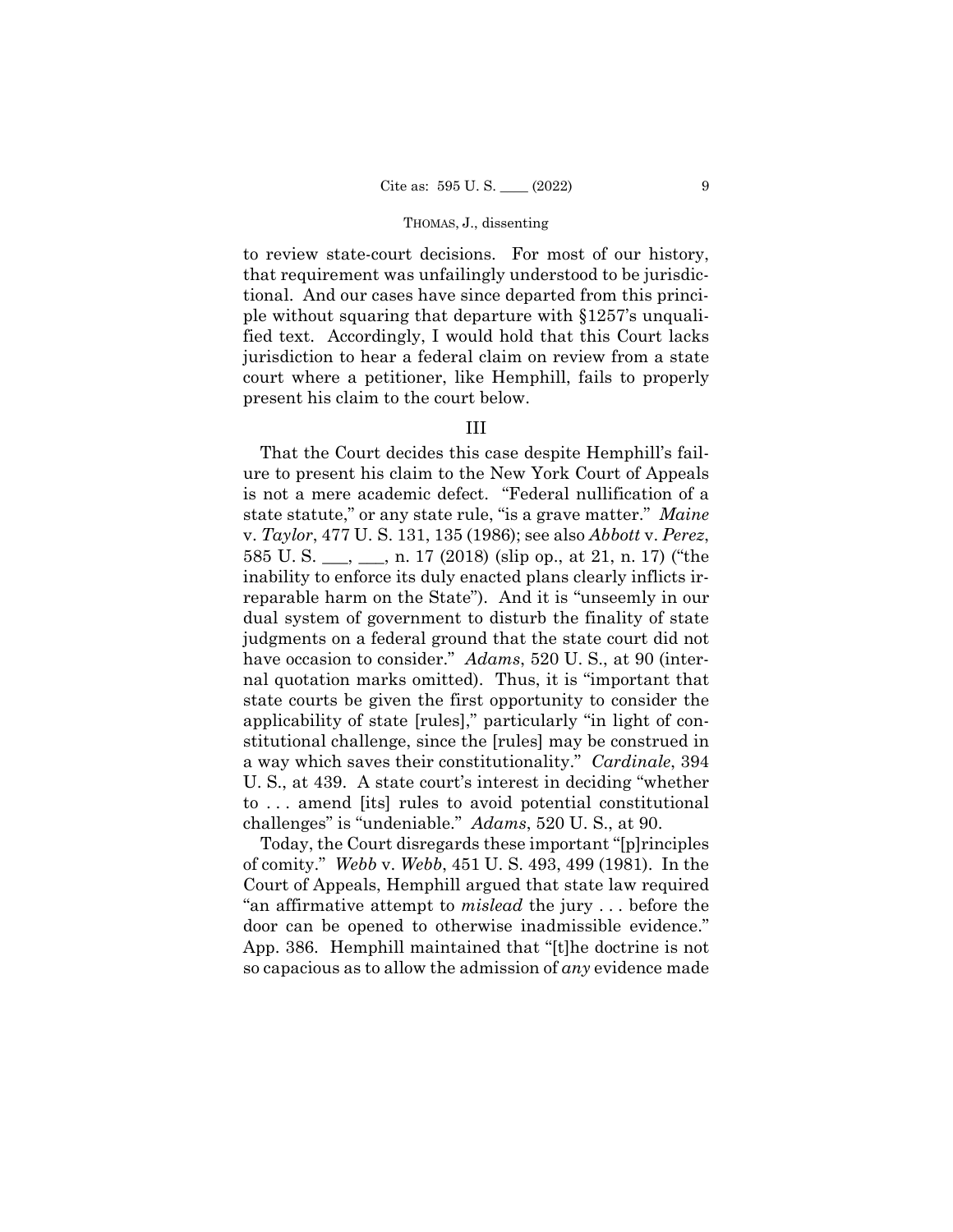to review state-court decisions. For most of our history, that requirement was unfailingly understood to be jurisdictional. And our cases have since departed from this principle without squaring that departure with §1257's unqualified text. Accordingly, I would hold that this Court lacks jurisdiction to hear a federal claim on review from a state court where a petitioner, like Hemphill, fails to properly present his claim to the court below.

## III

That the Court decides this case despite Hemphill's failure to present his claim to the New York Court of Appeals is not a mere academic defect. "Federal nullification of a state statute," or any state rule, "is a grave matter." *Maine* v. *Taylor*, 477 U. S. 131, 135 (1986); see also *Abbott* v. *Perez*, 585 U. S. ___, ___, n. 17 (2018) (slip op., at 21, n. 17) ("the inability to enforce its duly enacted plans clearly inflicts irreparable harm on the State"). And it is "unseemly in our dual system of government to disturb the finality of state judgments on a federal ground that the state court did not have occasion to consider." *Adams*, 520 U. S., at 90 (internal quotation marks omitted). Thus, it is "important that state courts be given the first opportunity to consider the applicability of state [rules]," particularly "in light of constitutional challenge, since the [rules] may be construed in a way which saves their constitutionality." *Cardinale*, 394 U. S., at 439. A state court's interest in deciding "whether to . . . amend [its] rules to avoid potential constitutional challenges" is "undeniable." *Adams*, 520 U. S., at 90.

Today, the Court disregards these important "[p]rinciples of comity." *Webb* v. *Webb*, 451 U. S. 493, 499 (1981). In the Court of Appeals, Hemphill argued that state law required "an affirmative attempt to *mislead* the jury . . . before the door can be opened to otherwise inadmissible evidence." App. 386. Hemphill maintained that "[t]he doctrine is not so capacious as to allow the admission of *any* evidence made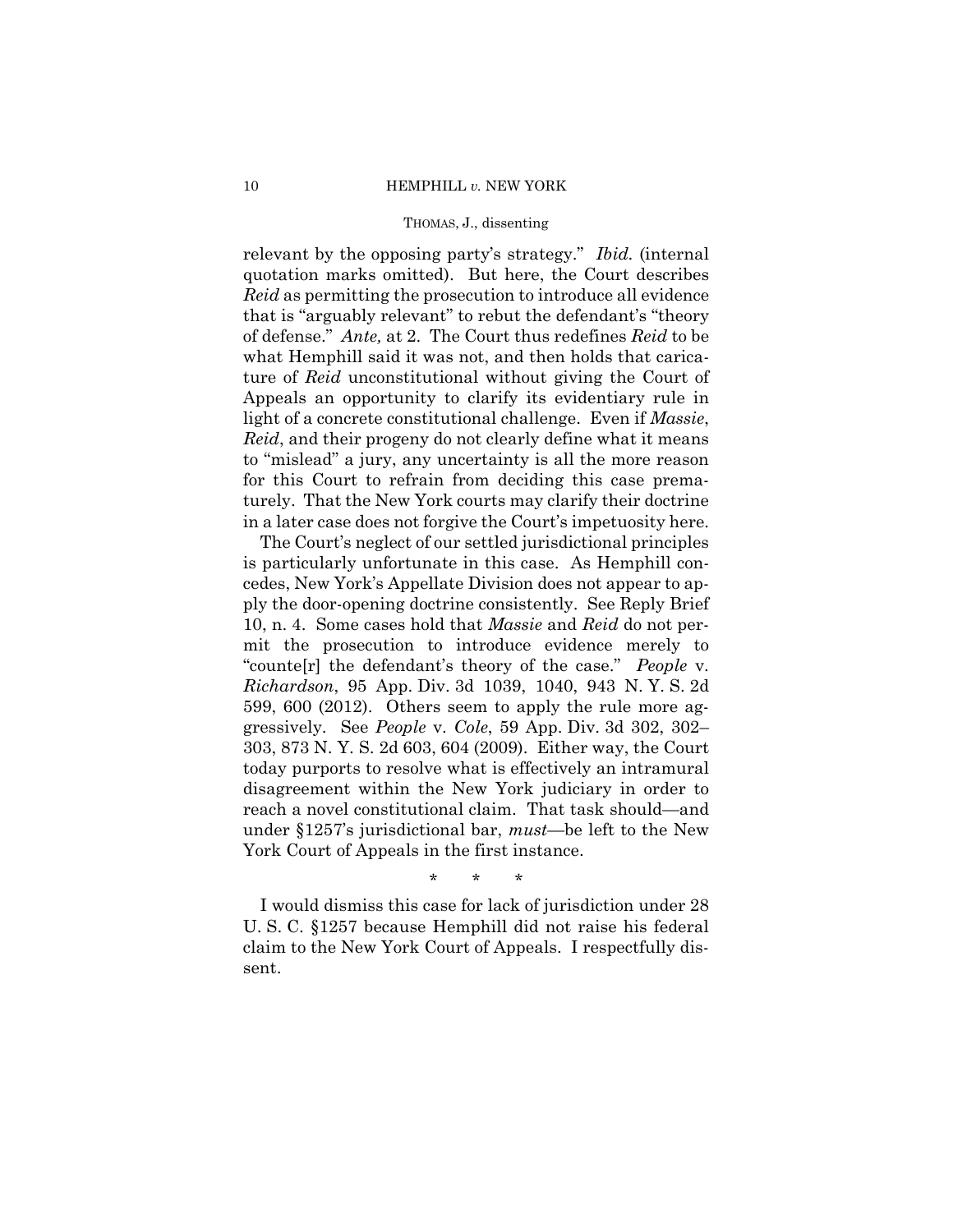relevant by the opposing party's strategy." *Ibid.* (internal quotation marks omitted). But here, the Court describes *Reid* as permitting the prosecution to introduce all evidence that is "arguably relevant" to rebut the defendant's "theory of defense." *Ante,* at 2. The Court thus redefines *Reid* to be what Hemphill said it was not, and then holds that caricature of *Reid* unconstitutional without giving the Court of Appeals an opportunity to clarify its evidentiary rule in light of a concrete constitutional challenge. Even if *Massie*, *Reid*, and their progeny do not clearly define what it means to "mislead" a jury, any uncertainty is all the more reason for this Court to refrain from deciding this case prematurely. That the New York courts may clarify their doctrine in a later case does not forgive the Court's impetuosity here.

The Court's neglect of our settled jurisdictional principles is particularly unfortunate in this case. As Hemphill concedes, New York's Appellate Division does not appear to apply the door-opening doctrine consistently. See Reply Brief 10, n. 4. Some cases hold that *Massie* and *Reid* do not permit the prosecution to introduce evidence merely to "counte[r] the defendant's theory of the case." *People* v. *Richardson*, 95 App. Div. 3d 1039, 1040, 943 N. Y. S. 2d 599, 600 (2012). Others seem to apply the rule more aggressively. See *People* v. *Cole*, 59 App. Div. 3d 302, 302–303, 873 N. Y. S. 2d 603, 604 (2009). Either way, the Court today purports to resolve what is effectively an intramural disagreement within the New York judiciary in order to reach a novel constitutional claim. That task should—and under §1257's jurisdictional bar, *must*—be left to the New York Court of Appeals in the first instance.

\* \* \*

I would dismiss this case for lack of jurisdiction under 28 U. S. C. §1257 because Hemphill did not raise his federal claim to the New York Court of Appeals. I respectfully dissent.